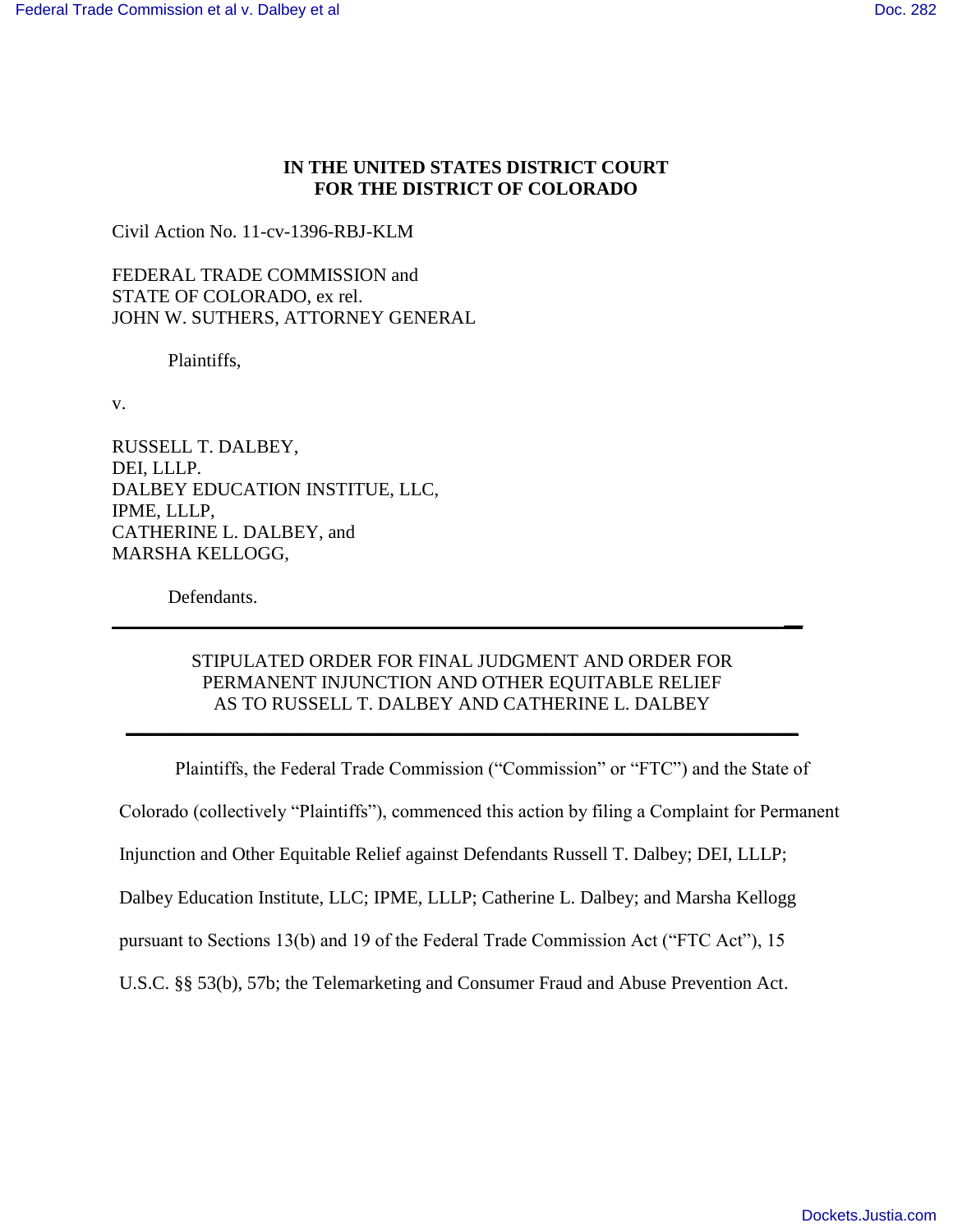**IN THE UNITED STATES DISTRICT COURT**
**FOR THE DISTRICT OF COLORADO**

Civil Action No. 11-cv-1396-RBJ-KLM

FEDERAL TRADE COMMISSION and
STATE OF COLORADO, ex rel.
JOHN W. SUTHERS, ATTORNEY GENERAL

Plaintiffs,

v.

RUSSELL T. DALBEY,
DEI, LLLP.
DALBEY EDUCATION INSTITUE, LLC,
IPME, LLLP,
CATHERINE L. DALBEY, and
MARSHA KELLOGG,

Defendants.

---

STIPULATED ORDER FOR FINAL JUDGMENT AND ORDER FOR
PERMANENT INJUNCTION AND OTHER EQUITABLE RELIEF
AS TO RUSSELL T. DALBEY AND CATHERINE L. DALBEY

---

Plaintiffs, the Federal Trade Commission ("Commission" or "FTC") and the State of Colorado (collectively "Plaintiffs"), commenced this action by filing a Complaint for Permanent Injunction and Other Equitable Relief against Defendants Russell T. Dalbey; DEI, LLLP; Dalbey Education Institute, LLC; IPME, LLLP; Catherine L. Dalbey; and Marsha Kellogg pursuant to Sections 13(b) and 19 of the Federal Trade Commission Act ("FTC Act"), 15 U.S.C. §§ 53(b), 57b; the Telemarketing and Consumer Fraud and Abuse Prevention Act.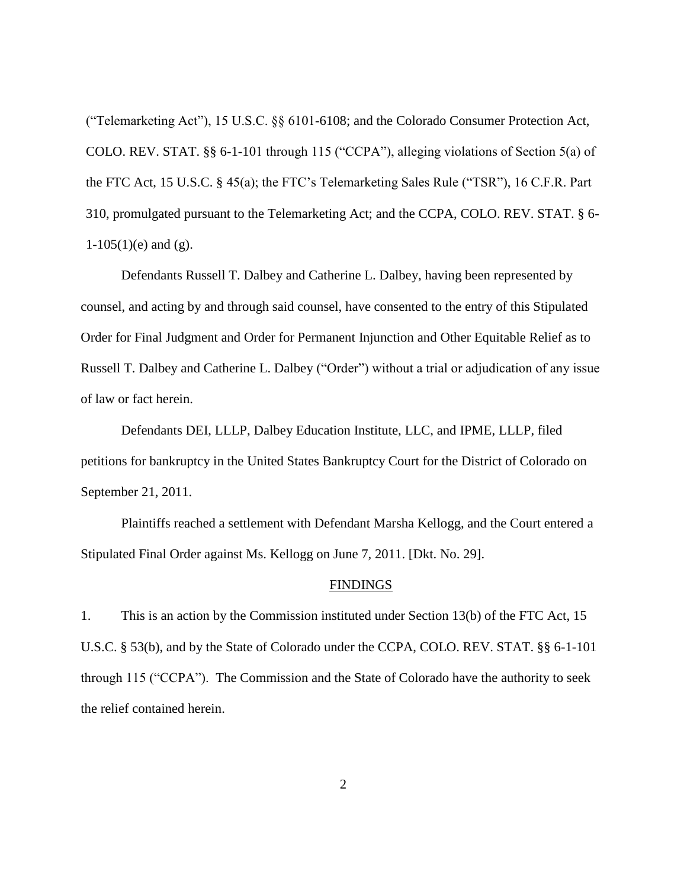("Telemarketing Act"), 15 U.S.C. §§ 6101-6108; and the Colorado Consumer Protection Act, COLO. REV. STAT. §§ 6-1-101 through 115 ("CCPA"), alleging violations of Section 5(a) of the FTC Act, 15 U.S.C. § 45(a); the FTC's Telemarketing Sales Rule ("TSR"), 16 C.F.R. Part 310, promulgated pursuant to the Telemarketing Act; and the CCPA, COLO. REV. STAT. § 6-1-105(1)(e) and (g).

Defendants Russell T. Dalbey and Catherine L. Dalbey, having been represented by counsel, and acting by and through said counsel, have consented to the entry of this Stipulated Order for Final Judgment and Order for Permanent Injunction and Other Equitable Relief as to Russell T. Dalbey and Catherine L. Dalbey ("Order") without a trial or adjudication of any issue of law or fact herein.

Defendants DEI, LLLP, Dalbey Education Institute, LLC, and IPME, LLLP, filed petitions for bankruptcy in the United States Bankruptcy Court for the District of Colorado on September 21, 2011.

Plaintiffs reached a settlement with Defendant Marsha Kellogg, and the Court entered a Stipulated Final Order against Ms. Kellogg on June 7, 2011. [Dkt. No. 29].

## FINDINGS

1. This is an action by the Commission instituted under Section 13(b) of the FTC Act, 15 U.S.C. § 53(b), and by the State of Colorado under the CCPA, COLO. REV. STAT. §§ 6-1-101 through 115 ("CCPA"). The Commission and the State of Colorado have the authority to seek the relief contained herein.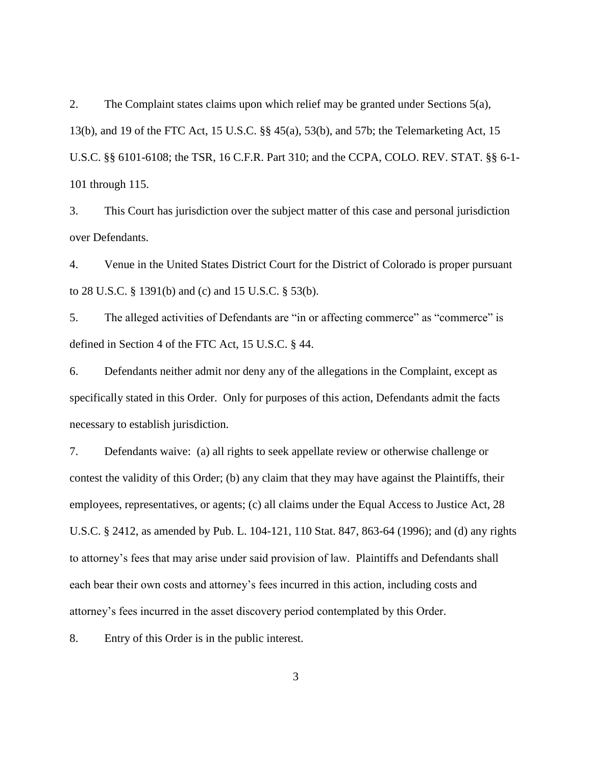2. The Complaint states claims upon which relief may be granted under Sections 5(a), 13(b), and 19 of the FTC Act, 15 U.S.C. §§ 45(a), 53(b), and 57b; the Telemarketing Act, 15 U.S.C. §§ 6101-6108; the TSR, 16 C.F.R. Part 310; and the CCPA, COLO. REV. STAT. §§ 6-1-101 through 115.

3. This Court has jurisdiction over the subject matter of this case and personal jurisdiction over Defendants.

4. Venue in the United States District Court for the District of Colorado is proper pursuant to 28 U.S.C. § 1391(b) and (c) and 15 U.S.C. § 53(b).

5. The alleged activities of Defendants are "in or affecting commerce" as "commerce" is defined in Section 4 of the FTC Act, 15 U.S.C. § 44.

6. Defendants neither admit nor deny any of the allegations in the Complaint, except as specifically stated in this Order. Only for purposes of this action, Defendants admit the facts necessary to establish jurisdiction.

7. Defendants waive: (a) all rights to seek appellate review or otherwise challenge or contest the validity of this Order; (b) any claim that they may have against the Plaintiffs, their employees, representatives, or agents; (c) all claims under the Equal Access to Justice Act, 28 U.S.C. § 2412, as amended by Pub. L. 104-121, 110 Stat. 847, 863-64 (1996); and (d) any rights to attorney's fees that may arise under said provision of law. Plaintiffs and Defendants shall each bear their own costs and attorney's fees incurred in this action, including costs and attorney's fees incurred in the asset discovery period contemplated by this Order.

8. Entry of this Order is in the public interest.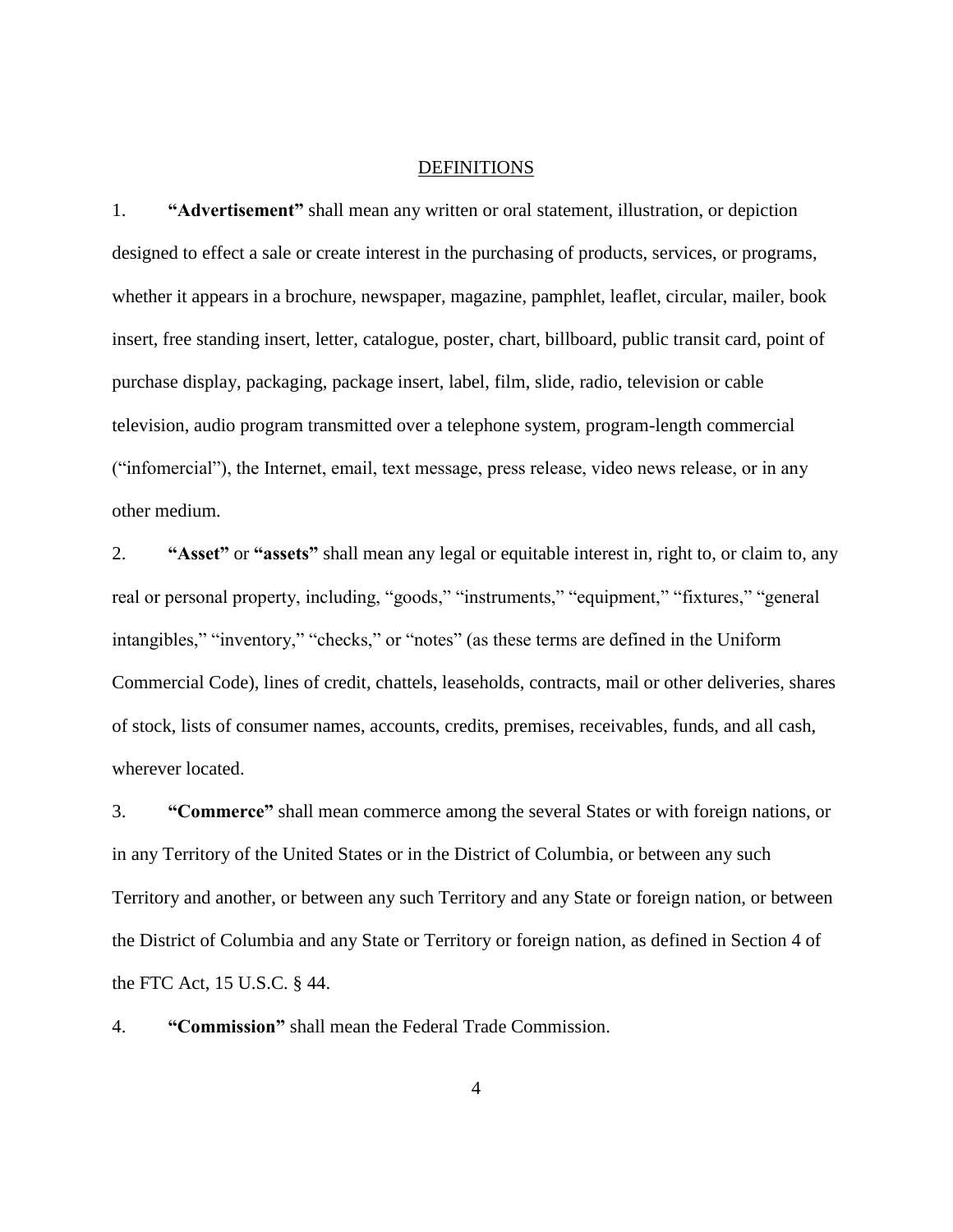## DEFINITIONS

1. **"Advertisement"** shall mean any written or oral statement, illustration, or depiction designed to effect a sale or create interest in the purchasing of products, services, or programs, whether it appears in a brochure, newspaper, magazine, pamphlet, leaflet, circular, mailer, book insert, free standing insert, letter, catalogue, poster, chart, billboard, public transit card, point of purchase display, packaging, package insert, label, film, slide, radio, television or cable television, audio program transmitted over a telephone system, program-length commercial ("infomercial"), the Internet, email, text message, press release, video news release, or in any other medium.

2. **"Asset"** or **"assets"** shall mean any legal or equitable interest in, right to, or claim to, any real or personal property, including, "goods," "instruments," "equipment," "fixtures," "general intangibles," "inventory," "checks," or "notes" (as these terms are defined in the Uniform Commercial Code), lines of credit, chattels, leaseholds, contracts, mail or other deliveries, shares of stock, lists of consumer names, accounts, credits, premises, receivables, funds, and all cash, wherever located.

3. **"Commerce"** shall mean commerce among the several States or with foreign nations, or in any Territory of the United States or in the District of Columbia, or between any such Territory and another, or between any such Territory and any State or foreign nation, or between the District of Columbia and any State or Territory or foreign nation, as defined in Section 4 of the FTC Act, 15 U.S.C. § 44.

4. **"Commission"** shall mean the Federal Trade Commission.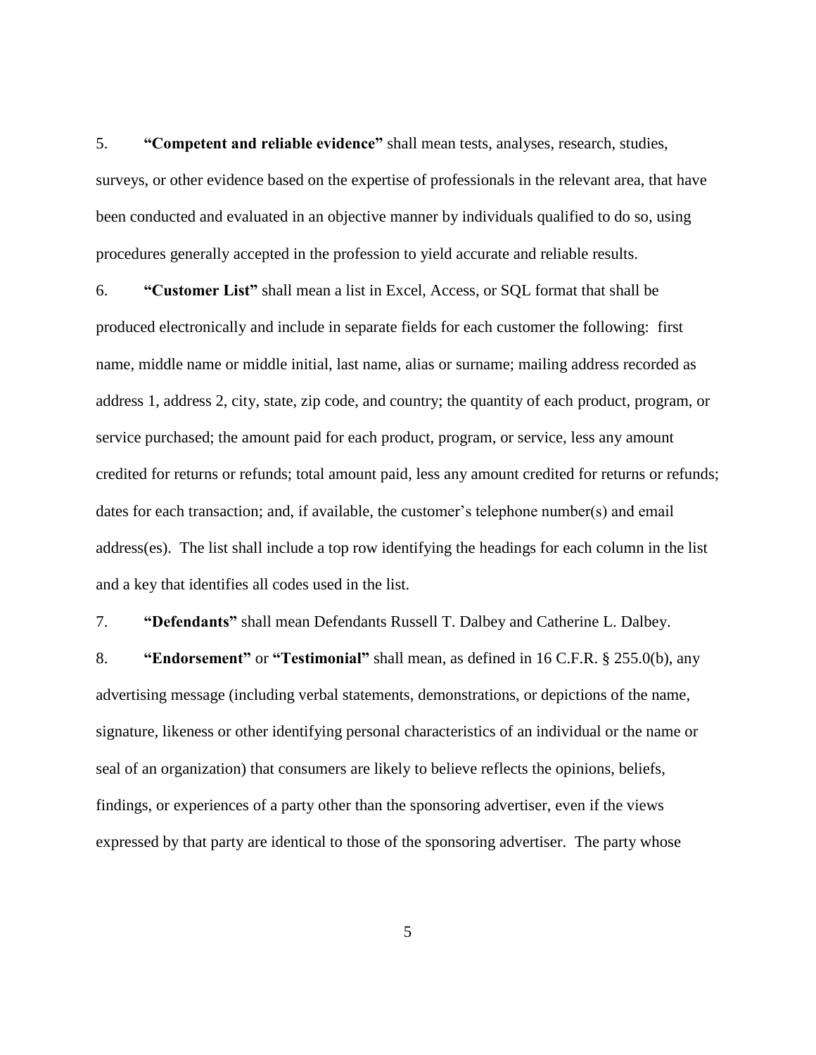5. **"Competent and reliable evidence"** shall mean tests, analyses, research, studies, surveys, or other evidence based on the expertise of professionals in the relevant area, that have been conducted and evaluated in an objective manner by individuals qualified to do so, using procedures generally accepted in the profession to yield accurate and reliable results.

6. **"Customer List"** shall mean a list in Excel, Access, or SQL format that shall be produced electronically and include in separate fields for each customer the following: first name, middle name or middle initial, last name, alias or surname; mailing address recorded as address 1, address 2, city, state, zip code, and country; the quantity of each product, program, or service purchased; the amount paid for each product, program, or service, less any amount credited for returns or refunds; total amount paid, less any amount credited for returns or refunds; dates for each transaction; and, if available, the customer's telephone number(s) and email address(es). The list shall include a top row identifying the headings for each column in the list and a key that identifies all codes used in the list.

7. **"Defendants"** shall mean Defendants Russell T. Dalbey and Catherine L. Dalbey.

8. **"Endorsement"** or **"Testimonial"** shall mean, as defined in 16 C.F.R. § 255.0(b), any advertising message (including verbal statements, demonstrations, or depictions of the name, signature, likeness or other identifying personal characteristics of an individual or the name or seal of an organization) that consumers are likely to believe reflects the opinions, beliefs, findings, or experiences of a party other than the sponsoring advertiser, even if the views expressed by that party are identical to those of the sponsoring advertiser. The party whose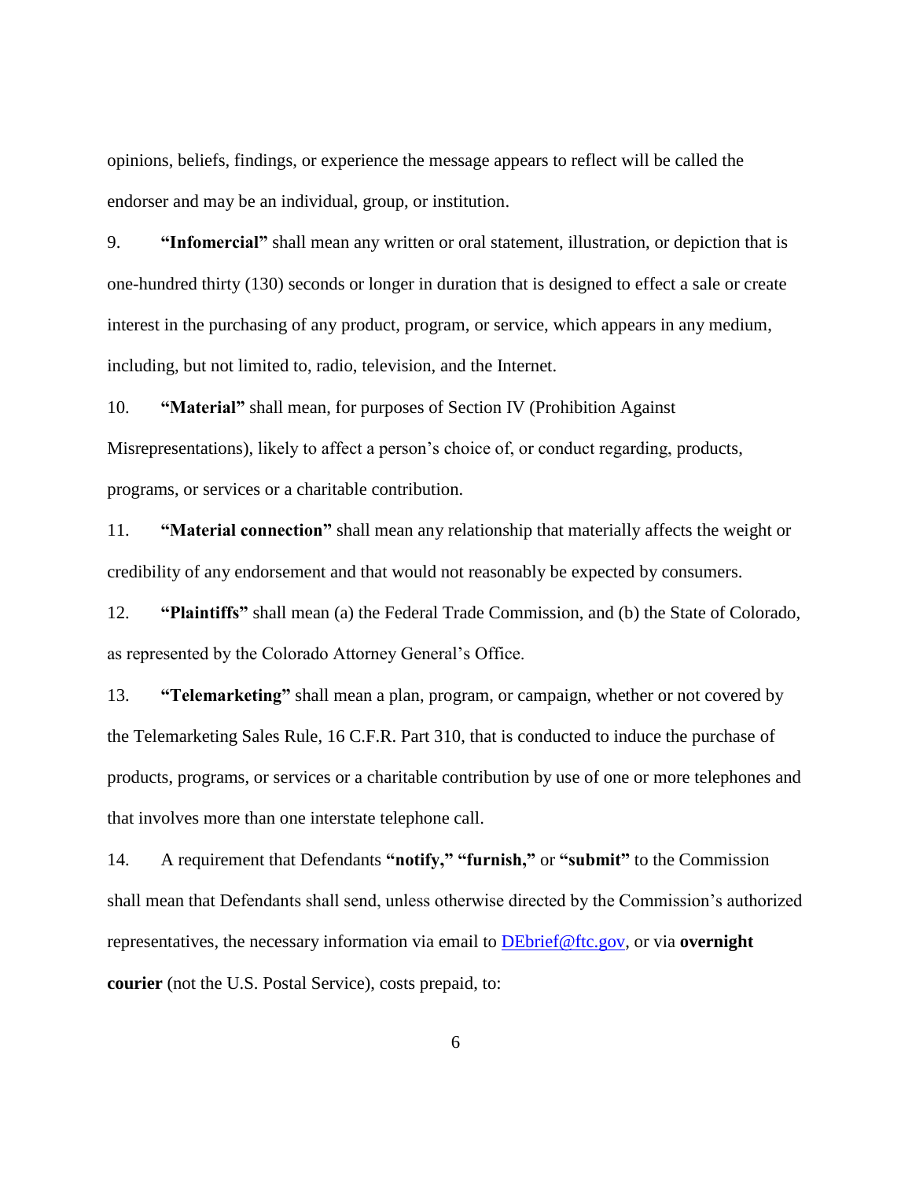opinions, beliefs, findings, or experience the message appears to reflect will be called the endorser and may be an individual, group, or institution.

9. **"Infomercial"** shall mean any written or oral statement, illustration, or depiction that is one-hundred thirty (130) seconds or longer in duration that is designed to effect a sale or create interest in the purchasing of any product, program, or service, which appears in any medium, including, but not limited to, radio, television, and the Internet.

10. **"Material"** shall mean, for purposes of Section IV (Prohibition Against Misrepresentations), likely to affect a person's choice of, or conduct regarding, products, programs, or services or a charitable contribution.

11. **"Material connection"** shall mean any relationship that materially affects the weight or credibility of any endorsement and that would not reasonably be expected by consumers.

12. **"Plaintiffs"** shall mean (a) the Federal Trade Commission, and (b) the State of Colorado, as represented by the Colorado Attorney General's Office.

13. **"Telemarketing"** shall mean a plan, program, or campaign, whether or not covered by the Telemarketing Sales Rule, 16 C.F.R. Part 310, that is conducted to induce the purchase of products, programs, or services or a charitable contribution by use of one or more telephones and that involves more than one interstate telephone call.

14. A requirement that Defendants **"notify," "furnish,"** or **"submit"** to the Commission shall mean that Defendants shall send, unless otherwise directed by the Commission's authorized representatives, the necessary information via email to DEbrief@ftc.gov, or via **overnight courier** (not the U.S. Postal Service), costs prepaid, to: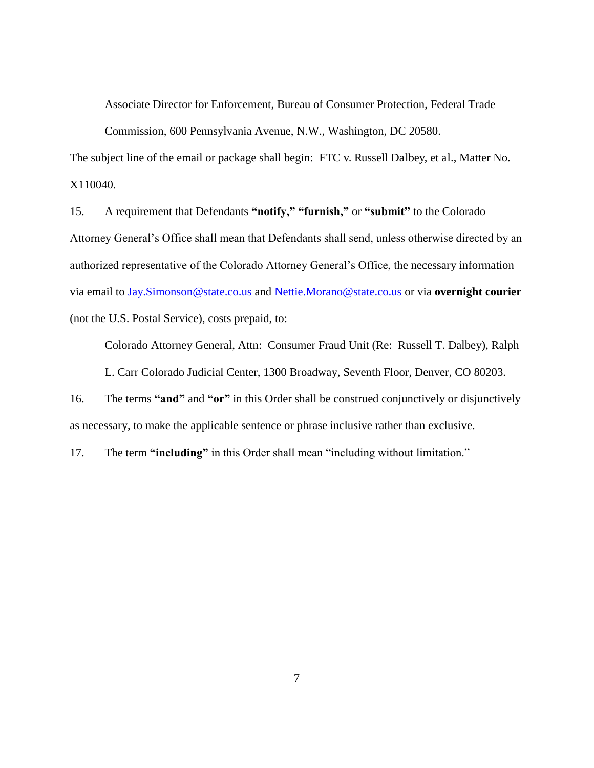Associate Director for Enforcement, Bureau of Consumer Protection, Federal Trade Commission, 600 Pennsylvania Avenue, N.W., Washington, DC 20580.

The subject line of the email or package shall begin: FTC v. Russell Dalbey, et al., Matter No. X110040.

15. A requirement that Defendants **"notify," "furnish,"** or **"submit"** to the Colorado Attorney General's Office shall mean that Defendants shall send, unless otherwise directed by an authorized representative of the Colorado Attorney General's Office, the necessary information via email to Jay.Simonson@state.co.us and Nettie.Morano@state.co.us or via **overnight courier** (not the U.S. Postal Service), costs prepaid, to:

Colorado Attorney General, Attn: Consumer Fraud Unit (Re: Russell T. Dalbey), Ralph L. Carr Colorado Judicial Center, 1300 Broadway, Seventh Floor, Denver, CO 80203.

16. The terms **"and"** and **"or"** in this Order shall be construed conjunctively or disjunctively as necessary, to make the applicable sentence or phrase inclusive rather than exclusive.

17. The term **"including"** in this Order shall mean "including without limitation."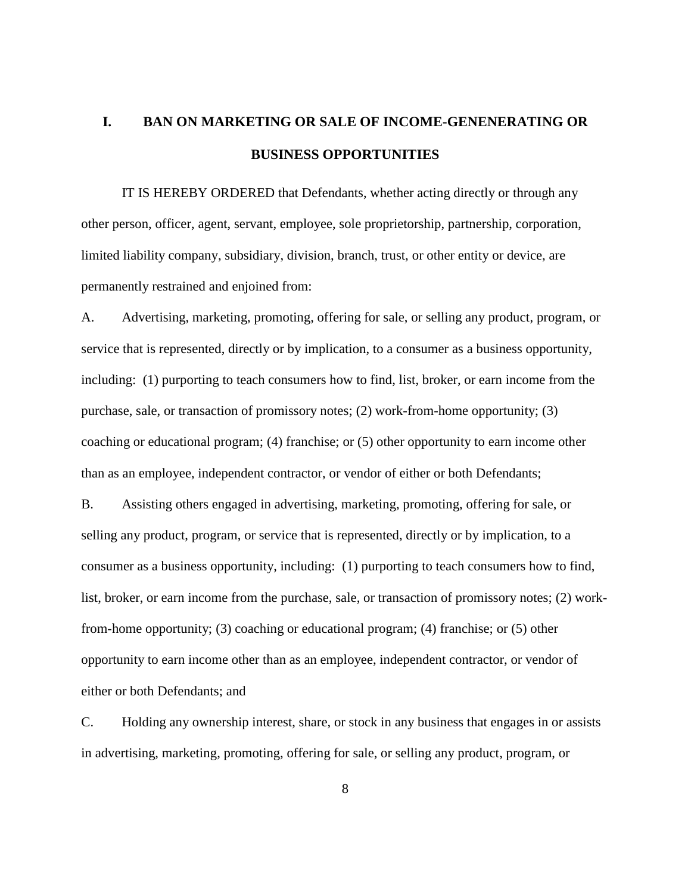## I. BAN ON MARKETING OR SALE OF INCOME-GENENERATING OR BUSINESS OPPORTUNITIES

IT IS HEREBY ORDERED that Defendants, whether acting directly or through any other person, officer, agent, servant, employee, sole proprietorship, partnership, corporation, limited liability company, subsidiary, division, branch, trust, or other entity or device, are permanently restrained and enjoined from:

A. Advertising, marketing, promoting, offering for sale, or selling any product, program, or service that is represented, directly or by implication, to a consumer as a business opportunity, including: (1) purporting to teach consumers how to find, list, broker, or earn income from the purchase, sale, or transaction of promissory notes; (2) work-from-home opportunity; (3) coaching or educational program; (4) franchise; or (5) other opportunity to earn income other than as an employee, independent contractor, or vendor of either or both Defendants;

B. Assisting others engaged in advertising, marketing, promoting, offering for sale, or selling any product, program, or service that is represented, directly or by implication, to a consumer as a business opportunity, including: (1) purporting to teach consumers how to find, list, broker, or earn income from the purchase, sale, or transaction of promissory notes; (2) work-from-home opportunity; (3) coaching or educational program; (4) franchise; or (5) other opportunity to earn income other than as an employee, independent contractor, or vendor of either or both Defendants; and

C. Holding any ownership interest, share, or stock in any business that engages in or assists in advertising, marketing, promoting, offering for sale, or selling any product, program, or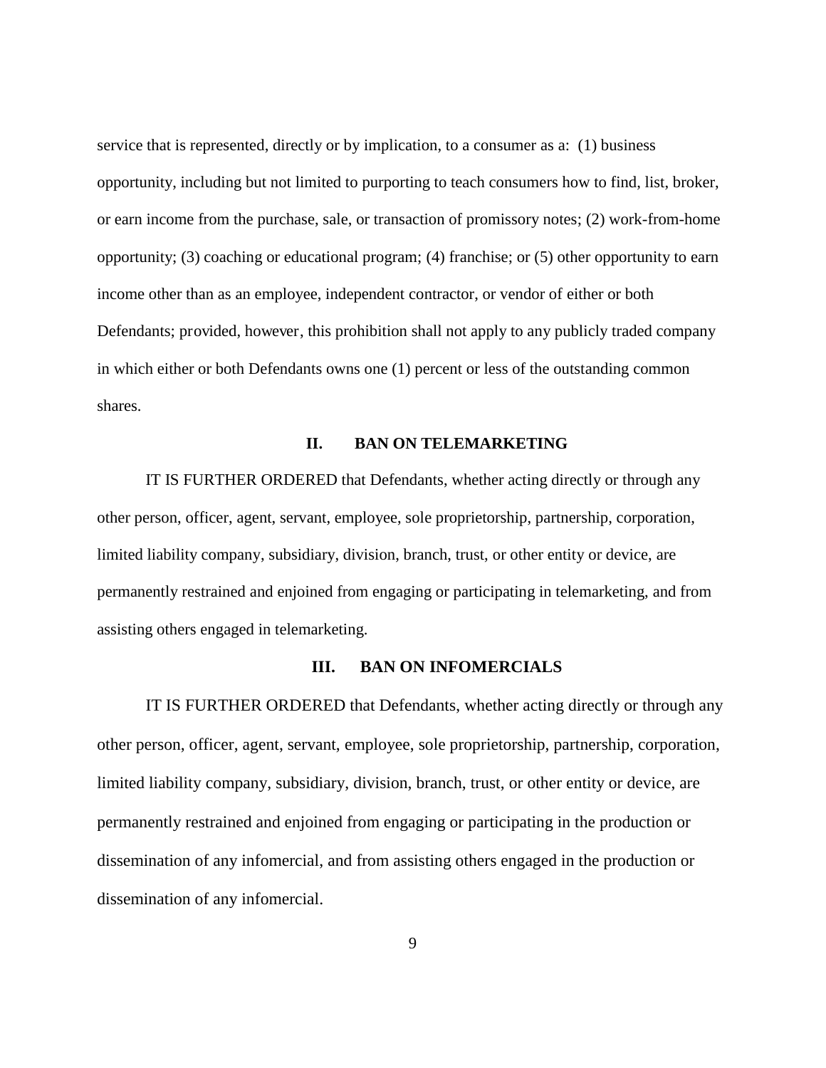service that is represented, directly or by implication, to a consumer as a: (1) business opportunity, including but not limited to purporting to teach consumers how to find, list, broker, or earn income from the purchase, sale, or transaction of promissory notes; (2) work-from-home opportunity; (3) coaching or educational program; (4) franchise; or (5) other opportunity to earn income other than as an employee, independent contractor, or vendor of either or both Defendants; provided, however, this prohibition shall not apply to any publicly traded company in which either or both Defendants owns one (1) percent or less of the outstanding common shares.

## II. BAN ON TELEMARKETING

IT IS FURTHER ORDERED that Defendants, whether acting directly or through any other person, officer, agent, servant, employee, sole proprietorship, partnership, corporation, limited liability company, subsidiary, division, branch, trust, or other entity or device, are permanently restrained and enjoined from engaging or participating in telemarketing, and from assisting others engaged in telemarketing.

## III. BAN ON INFOMERCIALS

IT IS FURTHER ORDERED that Defendants, whether acting directly or through any other person, officer, agent, servant, employee, sole proprietorship, partnership, corporation, limited liability company, subsidiary, division, branch, trust, or other entity or device, are permanently restrained and enjoined from engaging or participating in the production or dissemination of any infomercial, and from assisting others engaged in the production or dissemination of any infomercial.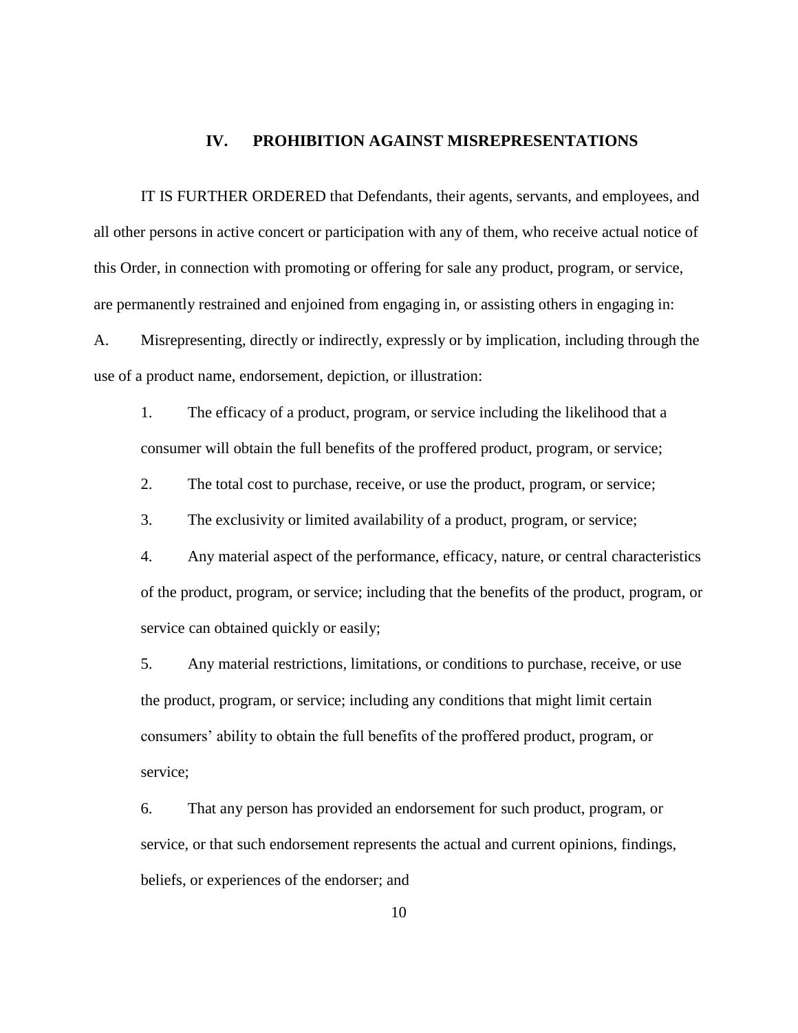## IV. PROHIBITION AGAINST MISREPRESENTATIONS

IT IS FURTHER ORDERED that Defendants, their agents, servants, and employees, and all other persons in active concert or participation with any of them, who receive actual notice of this Order, in connection with promoting or offering for sale any product, program, or service, are permanently restrained and enjoined from engaging in, or assisting others in engaging in:

A. Misrepresenting, directly or indirectly, expressly or by implication, including through the use of a product name, endorsement, depiction, or illustration:

1. The efficacy of a product, program, or service including the likelihood that a consumer will obtain the full benefits of the proffered product, program, or service;

2. The total cost to purchase, receive, or use the product, program, or service;

3. The exclusivity or limited availability of a product, program, or service;

4. Any material aspect of the performance, efficacy, nature, or central characteristics of the product, program, or service; including that the benefits of the product, program, or service can obtained quickly or easily;

5. Any material restrictions, limitations, or conditions to purchase, receive, or use the product, program, or service; including any conditions that might limit certain consumers' ability to obtain the full benefits of the proffered product, program, or service;

6. That any person has provided an endorsement for such product, program, or service, or that such endorsement represents the actual and current opinions, findings, beliefs, or experiences of the endorser; and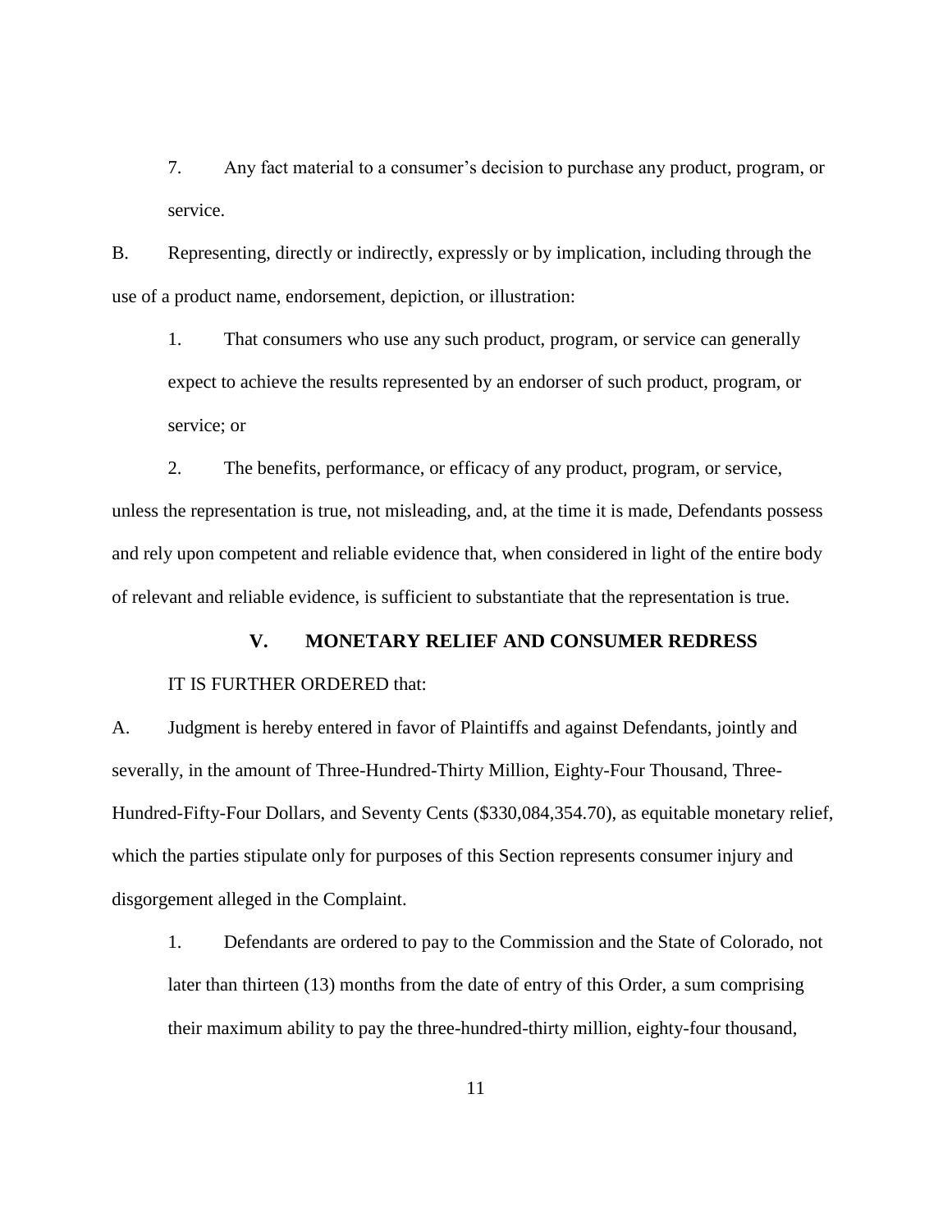7. Any fact material to a consumer's decision to purchase any product, program, or service.

B. Representing, directly or indirectly, expressly or by implication, including through the use of a product name, endorsement, depiction, or illustration:

1. That consumers who use any such product, program, or service can generally expect to achieve the results represented by an endorser of such product, program, or service; or

2. The benefits, performance, or efficacy of any product, program, or service,

unless the representation is true, not misleading, and, at the time it is made, Defendants possess and rely upon competent and reliable evidence that, when considered in light of the entire body of relevant and reliable evidence, is sufficient to substantiate that the representation is true.

## V. MONETARY RELIEF AND CONSUMER REDRESS

IT IS FURTHER ORDERED that:

A. Judgment is hereby entered in favor of Plaintiffs and against Defendants, jointly and severally, in the amount of Three-Hundred-Thirty Million, Eighty-Four Thousand, Three-Hundred-Fifty-Four Dollars, and Seventy Cents ($330,084,354.70), as equitable monetary relief, which the parties stipulate only for purposes of this Section represents consumer injury and disgorgement alleged in the Complaint.

1. Defendants are ordered to pay to the Commission and the State of Colorado, not later than thirteen (13) months from the date of entry of this Order, a sum comprising their maximum ability to pay the three-hundred-thirty million, eighty-four thousand,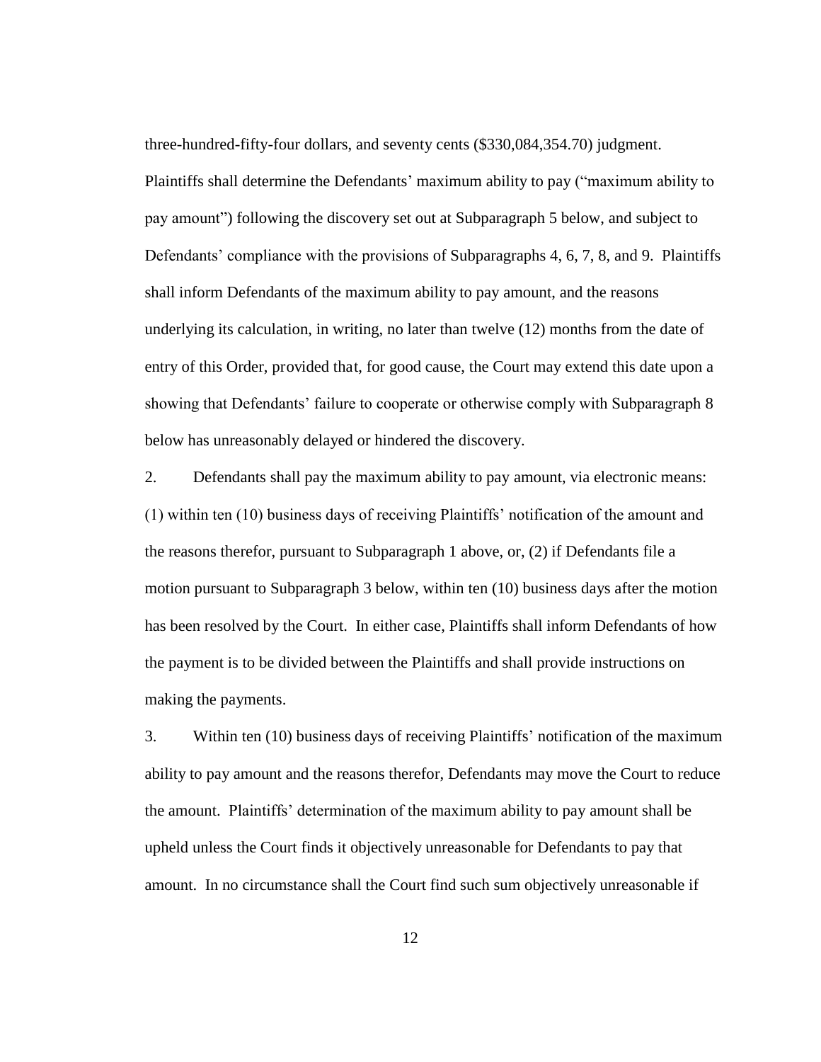three-hundred-fifty-four dollars, and seventy cents ($330,084,354.70) judgment. Plaintiffs shall determine the Defendants' maximum ability to pay ("maximum ability to pay amount") following the discovery set out at Subparagraph 5 below, and subject to Defendants' compliance with the provisions of Subparagraphs 4, 6, 7, 8, and 9. Plaintiffs shall inform Defendants of the maximum ability to pay amount, and the reasons underlying its calculation, in writing, no later than twelve (12) months from the date of entry of this Order, provided that, for good cause, the Court may extend this date upon a showing that Defendants' failure to cooperate or otherwise comply with Subparagraph 8 below has unreasonably delayed or hindered the discovery.

2. Defendants shall pay the maximum ability to pay amount, via electronic means: (1) within ten (10) business days of receiving Plaintiffs' notification of the amount and the reasons therefor, pursuant to Subparagraph 1 above, or, (2) if Defendants file a motion pursuant to Subparagraph 3 below, within ten (10) business days after the motion has been resolved by the Court. In either case, Plaintiffs shall inform Defendants of how the payment is to be divided between the Plaintiffs and shall provide instructions on making the payments.

3. Within ten (10) business days of receiving Plaintiffs' notification of the maximum ability to pay amount and the reasons therefor, Defendants may move the Court to reduce the amount. Plaintiffs' determination of the maximum ability to pay amount shall be upheld unless the Court finds it objectively unreasonable for Defendants to pay that amount. In no circumstance shall the Court find such sum objectively unreasonable if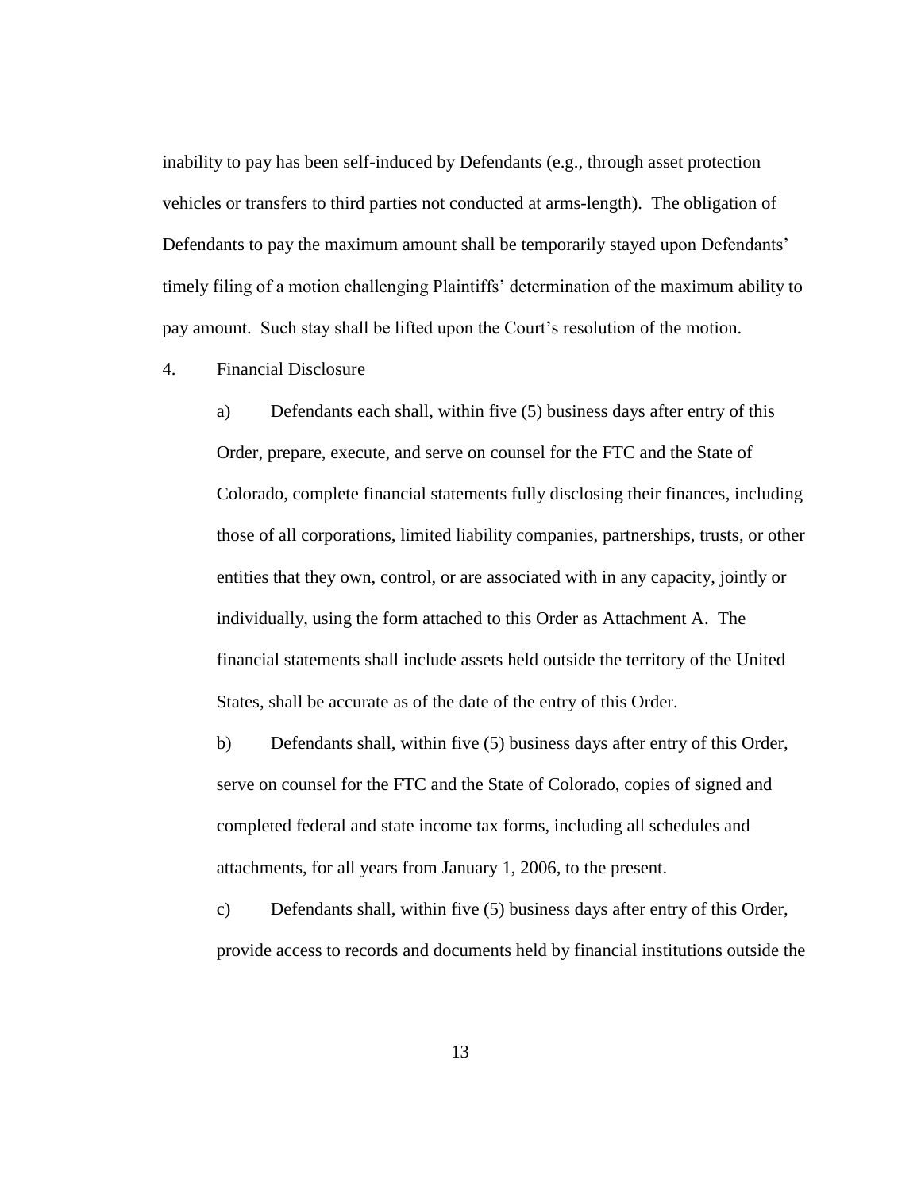inability to pay has been self-induced by Defendants (e.g., through asset protection vehicles or transfers to third parties not conducted at arms-length). The obligation of Defendants to pay the maximum amount shall be temporarily stayed upon Defendants' timely filing of a motion challenging Plaintiffs' determination of the maximum ability to pay amount. Such stay shall be lifted upon the Court's resolution of the motion.

4. Financial Disclosure

a) Defendants each shall, within five (5) business days after entry of this Order, prepare, execute, and serve on counsel for the FTC and the State of Colorado, complete financial statements fully disclosing their finances, including those of all corporations, limited liability companies, partnerships, trusts, or other entities that they own, control, or are associated with in any capacity, jointly or individually, using the form attached to this Order as Attachment A. The financial statements shall include assets held outside the territory of the United States, shall be accurate as of the date of the entry of this Order.

b) Defendants shall, within five (5) business days after entry of this Order, serve on counsel for the FTC and the State of Colorado, copies of signed and completed federal and state income tax forms, including all schedules and attachments, for all years from January 1, 2006, to the present.

c) Defendants shall, within five (5) business days after entry of this Order, provide access to records and documents held by financial institutions outside the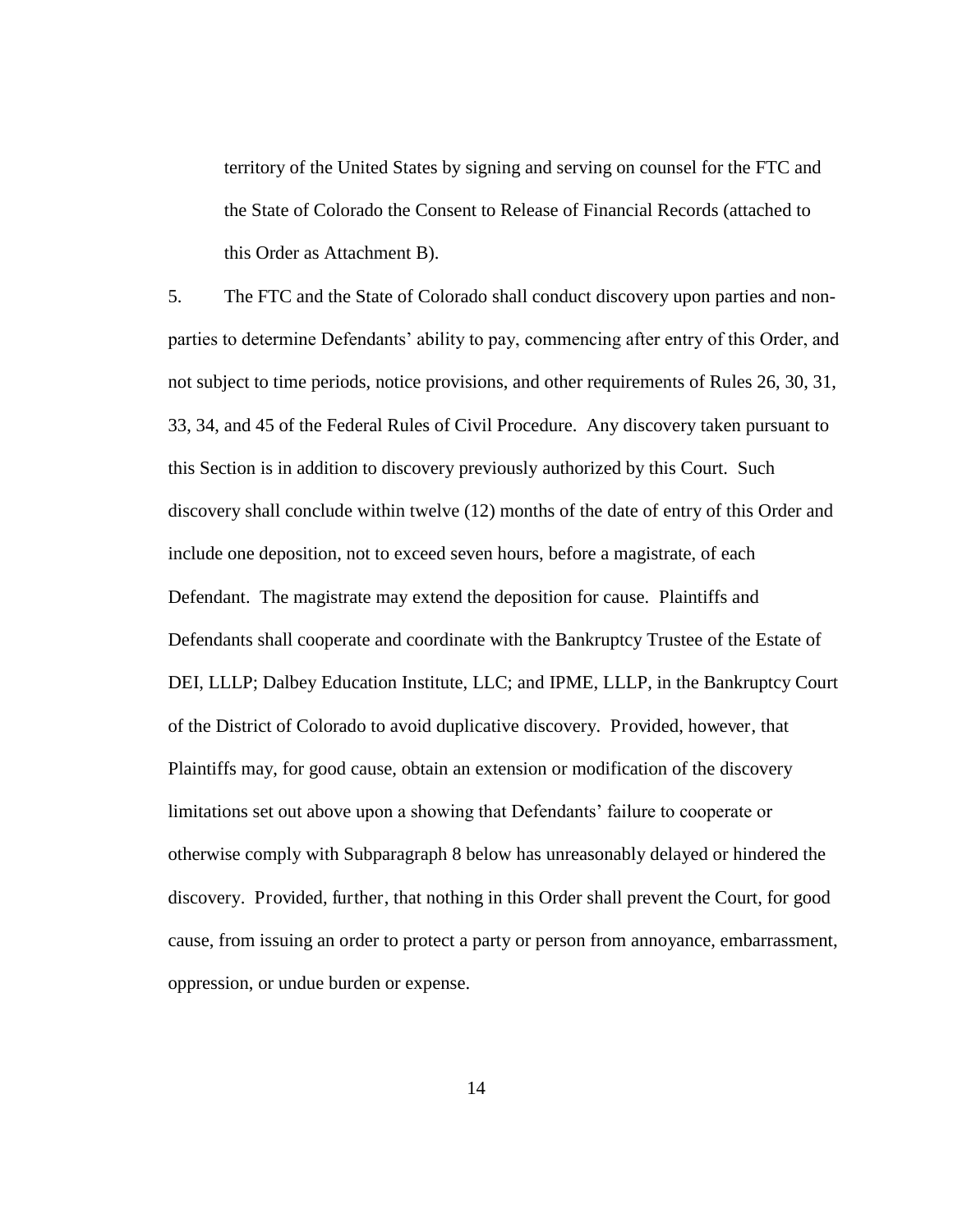territory of the United States by signing and serving on counsel for the FTC and the State of Colorado the Consent to Release of Financial Records (attached to this Order as Attachment B).

5. The FTC and the State of Colorado shall conduct discovery upon parties and non-parties to determine Defendants' ability to pay, commencing after entry of this Order, and not subject to time periods, notice provisions, and other requirements of Rules 26, 30, 31, 33, 34, and 45 of the Federal Rules of Civil Procedure. Any discovery taken pursuant to this Section is in addition to discovery previously authorized by this Court. Such discovery shall conclude within twelve (12) months of the date of entry of this Order and include one deposition, not to exceed seven hours, before a magistrate, of each Defendant. The magistrate may extend the deposition for cause. Plaintiffs and Defendants shall cooperate and coordinate with the Bankruptcy Trustee of the Estate of DEI, LLLP; Dalbey Education Institute, LLC; and IPME, LLLP, in the Bankruptcy Court of the District of Colorado to avoid duplicative discovery. Provided, however, that Plaintiffs may, for good cause, obtain an extension or modification of the discovery limitations set out above upon a showing that Defendants' failure to cooperate or otherwise comply with Subparagraph 8 below has unreasonably delayed or hindered the discovery. Provided, further, that nothing in this Order shall prevent the Court, for good cause, from issuing an order to protect a party or person from annoyance, embarrassment, oppression, or undue burden or expense.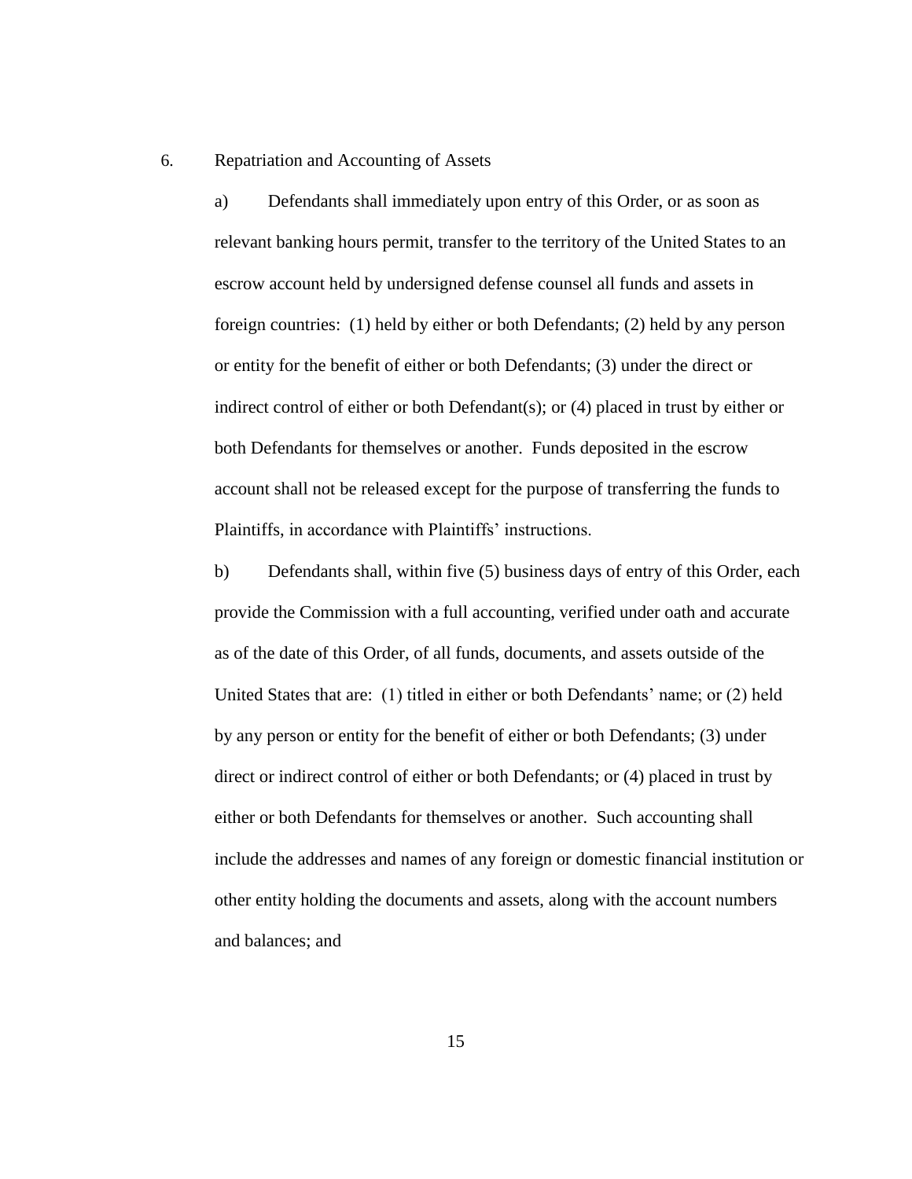6. Repatriation and Accounting of Assets

a) Defendants shall immediately upon entry of this Order, or as soon as relevant banking hours permit, transfer to the territory of the United States to an escrow account held by undersigned defense counsel all funds and assets in foreign countries: (1) held by either or both Defendants; (2) held by any person or entity for the benefit of either or both Defendants; (3) under the direct or indirect control of either or both Defendant(s); or (4) placed in trust by either or both Defendants for themselves or another. Funds deposited in the escrow account shall not be released except for the purpose of transferring the funds to Plaintiffs, in accordance with Plaintiffs' instructions.

b) Defendants shall, within five (5) business days of entry of this Order, each provide the Commission with a full accounting, verified under oath and accurate as of the date of this Order, of all funds, documents, and assets outside of the United States that are: (1) titled in either or both Defendants' name; or (2) held by any person or entity for the benefit of either or both Defendants; (3) under direct or indirect control of either or both Defendants; or (4) placed in trust by either or both Defendants for themselves or another. Such accounting shall include the addresses and names of any foreign or domestic financial institution or other entity holding the documents and assets, along with the account numbers and balances; and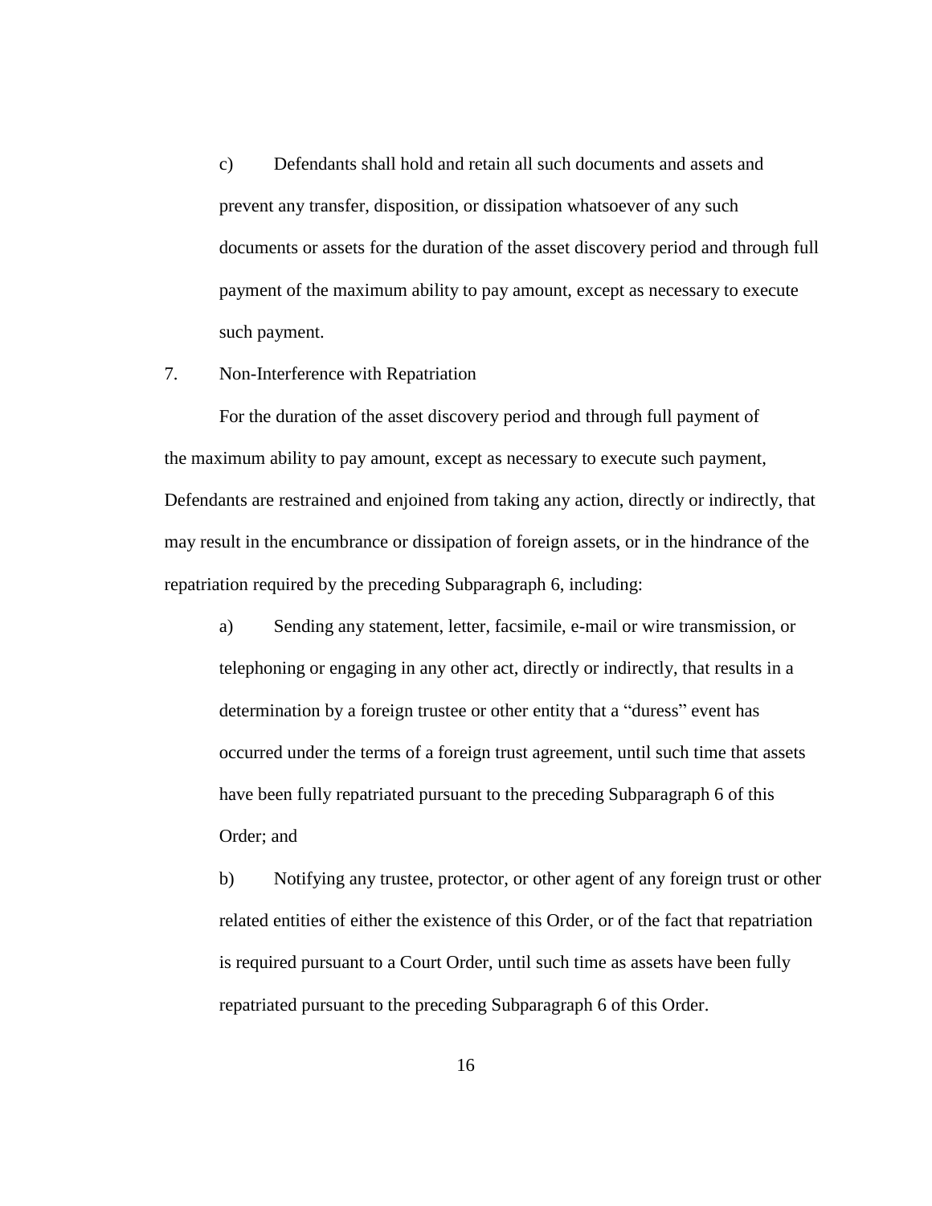c) Defendants shall hold and retain all such documents and assets and prevent any transfer, disposition, or dissipation whatsoever of any such documents or assets for the duration of the asset discovery period and through full payment of the maximum ability to pay amount, except as necessary to execute such payment.

7. Non-Interference with Repatriation

For the duration of the asset discovery period and through full payment of the maximum ability to pay amount, except as necessary to execute such payment, Defendants are restrained and enjoined from taking any action, directly or indirectly, that may result in the encumbrance or dissipation of foreign assets, or in the hindrance of the repatriation required by the preceding Subparagraph 6, including:

a) Sending any statement, letter, facsimile, e-mail or wire transmission, or telephoning or engaging in any other act, directly or indirectly, that results in a determination by a foreign trustee or other entity that a "duress" event has occurred under the terms of a foreign trust agreement, until such time that assets have been fully repatriated pursuant to the preceding Subparagraph 6 of this Order; and

b) Notifying any trustee, protector, or other agent of any foreign trust or other related entities of either the existence of this Order, or of the fact that repatriation is required pursuant to a Court Order, until such time as assets have been fully repatriated pursuant to the preceding Subparagraph 6 of this Order.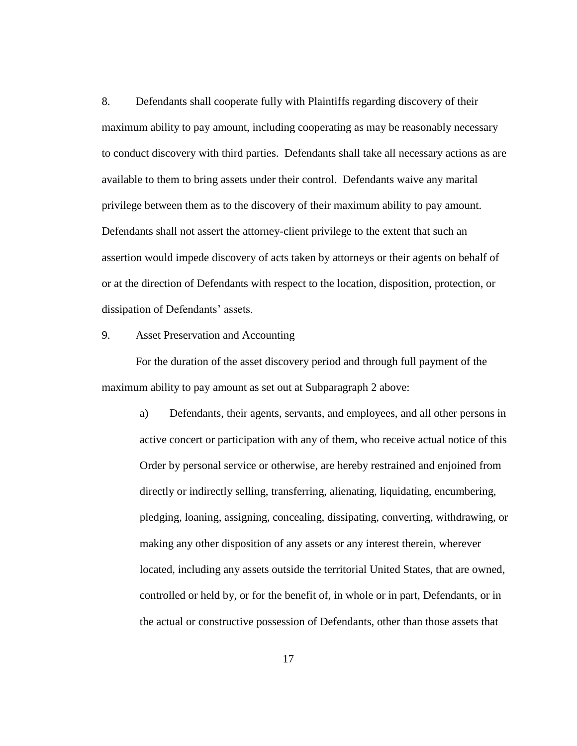8. Defendants shall cooperate fully with Plaintiffs regarding discovery of their maximum ability to pay amount, including cooperating as may be reasonably necessary to conduct discovery with third parties. Defendants shall take all necessary actions as are available to them to bring assets under their control. Defendants waive any marital privilege between them as to the discovery of their maximum ability to pay amount. Defendants shall not assert the attorney-client privilege to the extent that such an assertion would impede discovery of acts taken by attorneys or their agents on behalf of or at the direction of Defendants with respect to the location, disposition, protection, or dissipation of Defendants' assets.

9. Asset Preservation and Accounting

For the duration of the asset discovery period and through full payment of the maximum ability to pay amount as set out at Subparagraph 2 above:

a) Defendants, their agents, servants, and employees, and all other persons in active concert or participation with any of them, who receive actual notice of this Order by personal service or otherwise, are hereby restrained and enjoined from directly or indirectly selling, transferring, alienating, liquidating, encumbering, pledging, loaning, assigning, concealing, dissipating, converting, withdrawing, or making any other disposition of any assets or any interest therein, wherever located, including any assets outside the territorial United States, that are owned, controlled or held by, or for the benefit of, in whole or in part, Defendants, or in the actual or constructive possession of Defendants, other than those assets that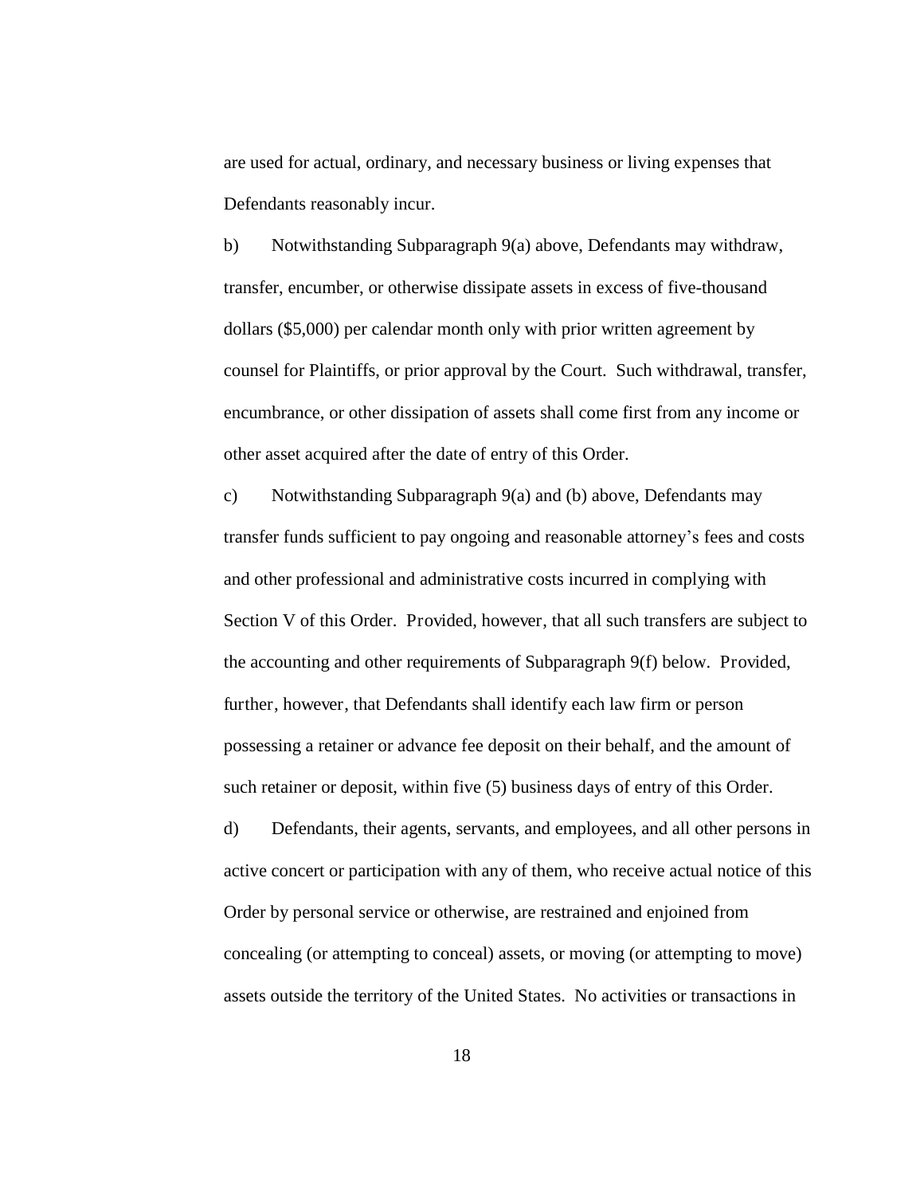are used for actual, ordinary, and necessary business or living expenses that Defendants reasonably incur.

b) Notwithstanding Subparagraph 9(a) above, Defendants may withdraw, transfer, encumber, or otherwise dissipate assets in excess of five-thousand dollars ($5,000) per calendar month only with prior written agreement by counsel for Plaintiffs, or prior approval by the Court. Such withdrawal, transfer, encumbrance, or other dissipation of assets shall come first from any income or other asset acquired after the date of entry of this Order.

c) Notwithstanding Subparagraph 9(a) and (b) above, Defendants may transfer funds sufficient to pay ongoing and reasonable attorney's fees and costs and other professional and administrative costs incurred in complying with Section V of this Order. Provided, however, that all such transfers are subject to the accounting and other requirements of Subparagraph 9(f) below. Provided, further, however, that Defendants shall identify each law firm or person possessing a retainer or advance fee deposit on their behalf, and the amount of such retainer or deposit, within five (5) business days of entry of this Order.

d) Defendants, their agents, servants, and employees, and all other persons in active concert or participation with any of them, who receive actual notice of this Order by personal service or otherwise, are restrained and enjoined from concealing (or attempting to conceal) assets, or moving (or attempting to move) assets outside the territory of the United States. No activities or transactions in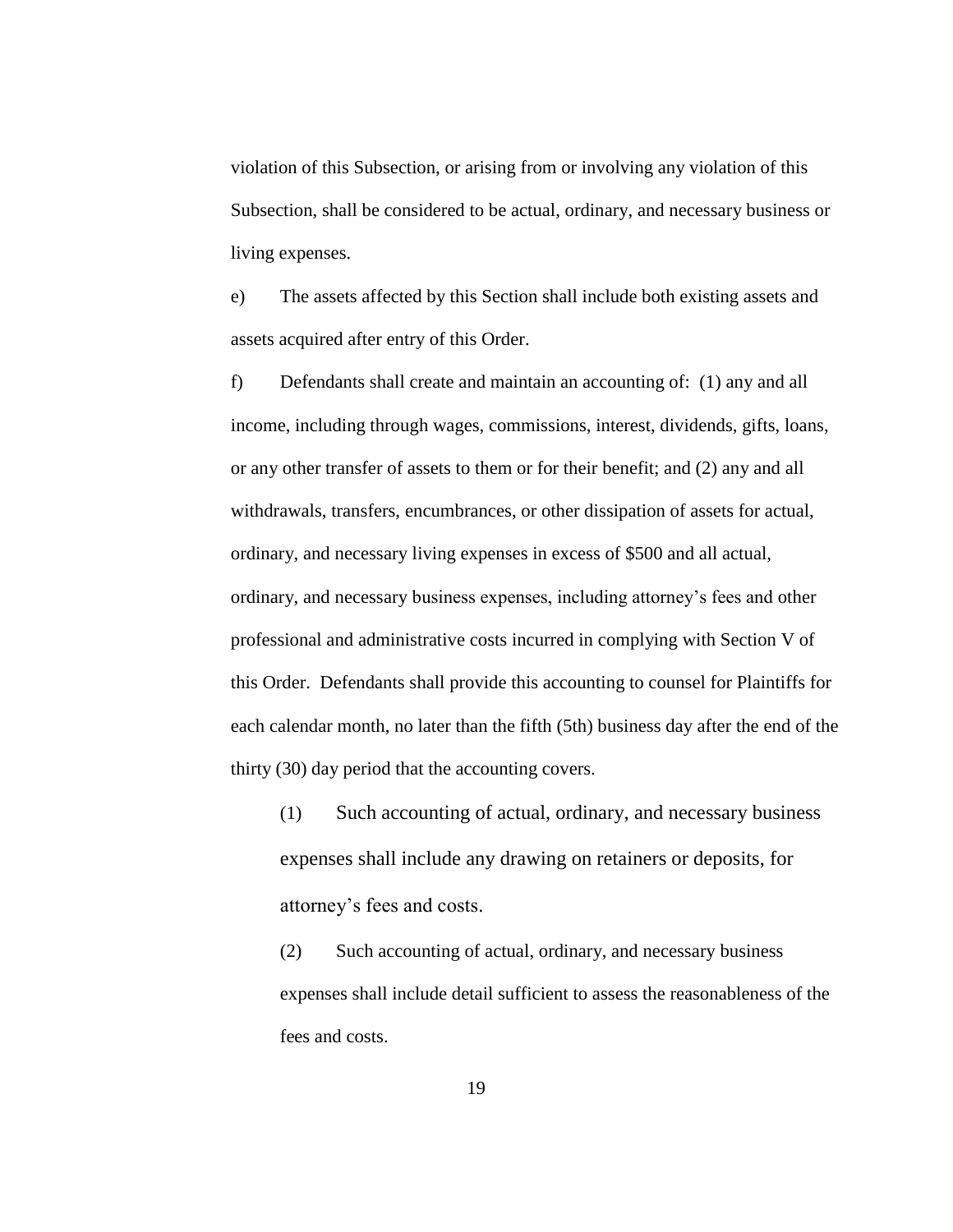violation of this Subsection, or arising from or involving any violation of this Subsection, shall be considered to be actual, ordinary, and necessary business or living expenses.

e) The assets affected by this Section shall include both existing assets and assets acquired after entry of this Order.

f) Defendants shall create and maintain an accounting of: (1) any and all income, including through wages, commissions, interest, dividends, gifts, loans, or any other transfer of assets to them or for their benefit; and (2) any and all withdrawals, transfers, encumbrances, or other dissipation of assets for actual, ordinary, and necessary living expenses in excess of $500 and all actual, ordinary, and necessary business expenses, including attorney's fees and other professional and administrative costs incurred in complying with Section V of this Order. Defendants shall provide this accounting to counsel for Plaintiffs for each calendar month, no later than the fifth (5th) business day after the end of the thirty (30) day period that the accounting covers.

(1) Such accounting of actual, ordinary, and necessary business expenses shall include any drawing on retainers or deposits, for attorney's fees and costs.

(2) Such accounting of actual, ordinary, and necessary business expenses shall include detail sufficient to assess the reasonableness of the fees and costs.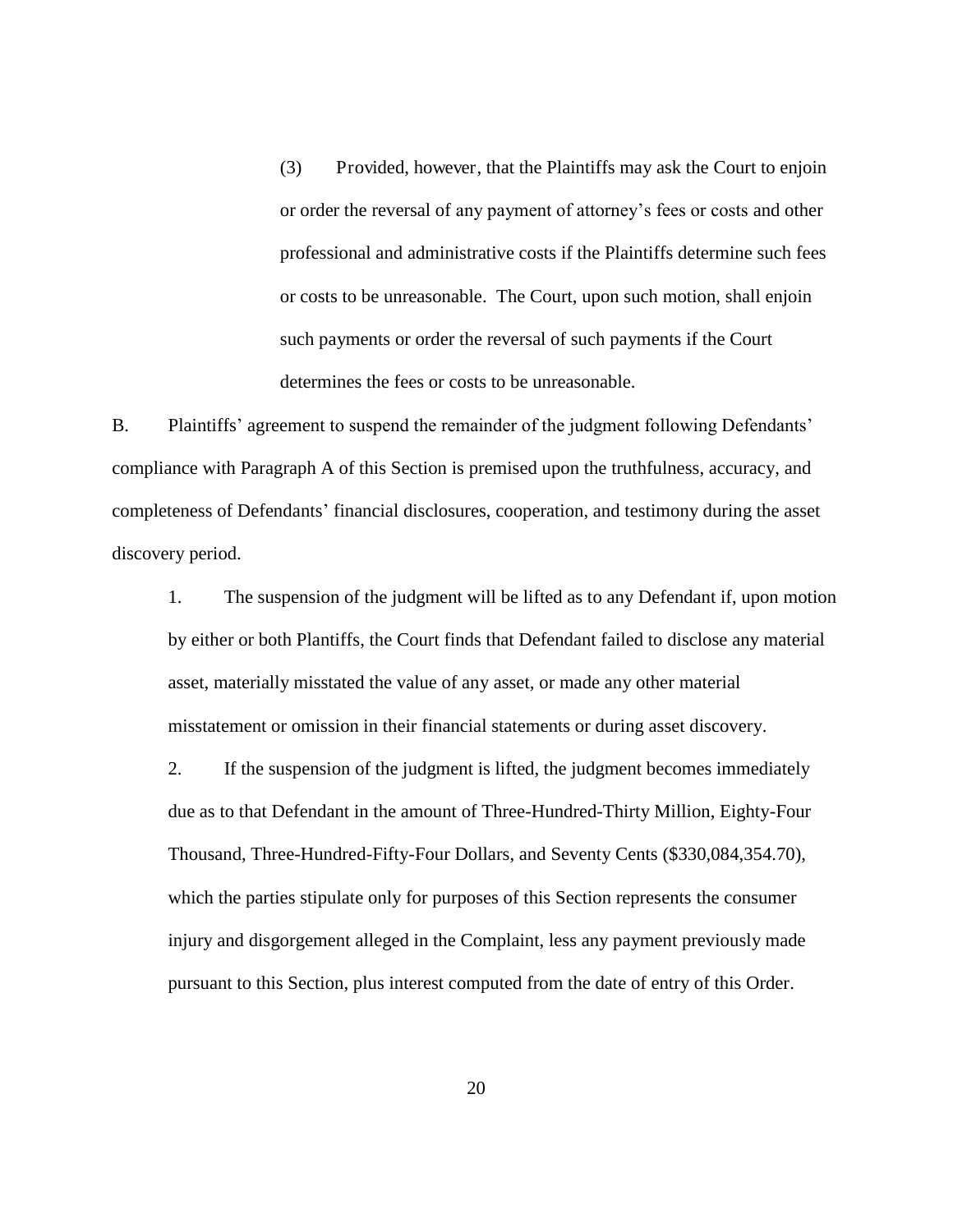(3) Provided, however, that the Plaintiffs may ask the Court to enjoin or order the reversal of any payment of attorney's fees or costs and other professional and administrative costs if the Plaintiffs determine such fees or costs to be unreasonable. The Court, upon such motion, shall enjoin such payments or order the reversal of such payments if the Court determines the fees or costs to be unreasonable.

B. Plaintiffs' agreement to suspend the remainder of the judgment following Defendants' compliance with Paragraph A of this Section is premised upon the truthfulness, accuracy, and completeness of Defendants' financial disclosures, cooperation, and testimony during the asset discovery period.

1. The suspension of the judgment will be lifted as to any Defendant if, upon motion by either or both Plantiffs, the Court finds that Defendant failed to disclose any material asset, materially misstated the value of any asset, or made any other material misstatement or omission in their financial statements or during asset discovery.

2. If the suspension of the judgment is lifted, the judgment becomes immediately due as to that Defendant in the amount of Three-Hundred-Thirty Million, Eighty-Four Thousand, Three-Hundred-Fifty-Four Dollars, and Seventy Cents ($330,084,354.70), which the parties stipulate only for purposes of this Section represents the consumer injury and disgorgement alleged in the Complaint, less any payment previously made pursuant to this Section, plus interest computed from the date of entry of this Order.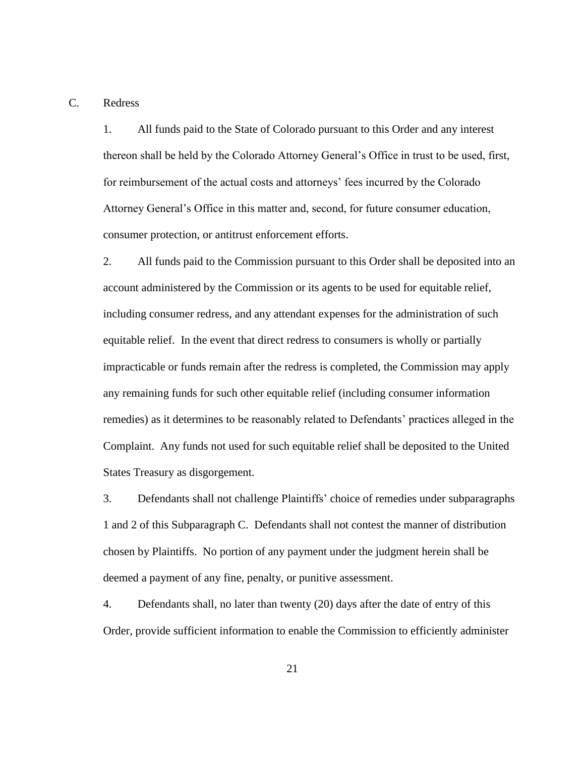C. Redress

1. All funds paid to the State of Colorado pursuant to this Order and any interest thereon shall be held by the Colorado Attorney General's Office in trust to be used, first, for reimbursement of the actual costs and attorneys' fees incurred by the Colorado Attorney General's Office in this matter and, second, for future consumer education, consumer protection, or antitrust enforcement efforts.

2. All funds paid to the Commission pursuant to this Order shall be deposited into an account administered by the Commission or its agents to be used for equitable relief, including consumer redress, and any attendant expenses for the administration of such equitable relief. In the event that direct redress to consumers is wholly or partially impracticable or funds remain after the redress is completed, the Commission may apply any remaining funds for such other equitable relief (including consumer information remedies) as it determines to be reasonably related to Defendants' practices alleged in the Complaint. Any funds not used for such equitable relief shall be deposited to the United States Treasury as disgorgement.

3. Defendants shall not challenge Plaintiffs' choice of remedies under subparagraphs 1 and 2 of this Subparagraph C. Defendants shall not contest the manner of distribution chosen by Plaintiffs. No portion of any payment under the judgment herein shall be deemed a payment of any fine, penalty, or punitive assessment.

4. Defendants shall, no later than twenty (20) days after the date of entry of this Order, provide sufficient information to enable the Commission to efficiently administer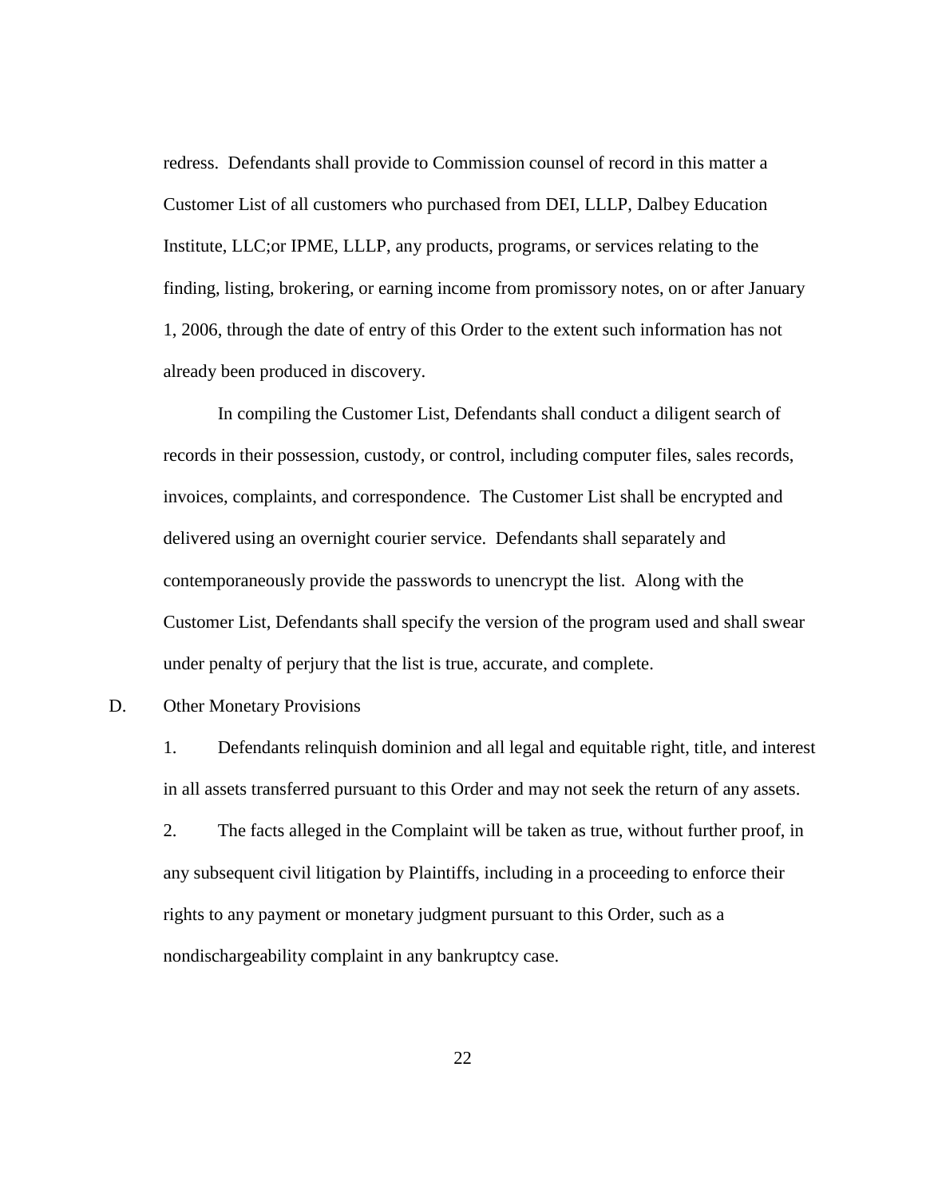redress. Defendants shall provide to Commission counsel of record in this matter a Customer List of all customers who purchased from DEI, LLLP, Dalbey Education Institute, LLC;or IPME, LLLP, any products, programs, or services relating to the finding, listing, brokering, or earning income from promissory notes, on or after January 1, 2006, through the date of entry of this Order to the extent such information has not already been produced in discovery.

In compiling the Customer List, Defendants shall conduct a diligent search of records in their possession, custody, or control, including computer files, sales records, invoices, complaints, and correspondence. The Customer List shall be encrypted and delivered using an overnight courier service. Defendants shall separately and contemporaneously provide the passwords to unencrypt the list. Along with the Customer List, Defendants shall specify the version of the program used and shall swear under penalty of perjury that the list is true, accurate, and complete.

D. Other Monetary Provisions

1. Defendants relinquish dominion and all legal and equitable right, title, and interest in all assets transferred pursuant to this Order and may not seek the return of any assets.

2. The facts alleged in the Complaint will be taken as true, without further proof, in any subsequent civil litigation by Plaintiffs, including in a proceeding to enforce their rights to any payment or monetary judgment pursuant to this Order, such as a nondischargeability complaint in any bankruptcy case.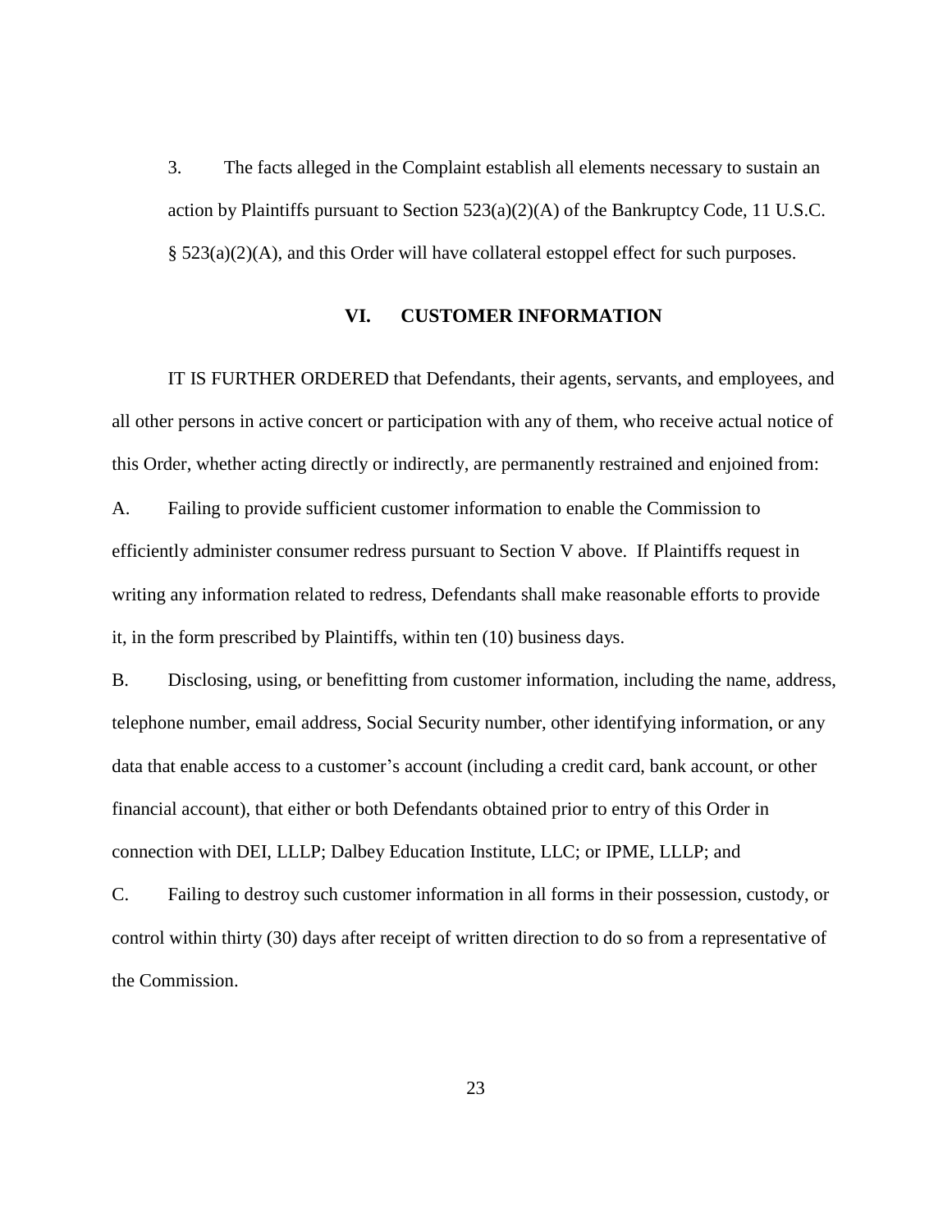3. The facts alleged in the Complaint establish all elements necessary to sustain an action by Plaintiffs pursuant to Section 523(a)(2)(A) of the Bankruptcy Code, 11 U.S.C. § 523(a)(2)(A), and this Order will have collateral estoppel effect for such purposes.

## VI. CUSTOMER INFORMATION

IT IS FURTHER ORDERED that Defendants, their agents, servants, and employees, and all other persons in active concert or participation with any of them, who receive actual notice of this Order, whether acting directly or indirectly, are permanently restrained and enjoined from:

A. Failing to provide sufficient customer information to enable the Commission to efficiently administer consumer redress pursuant to Section V above. If Plaintiffs request in writing any information related to redress, Defendants shall make reasonable efforts to provide it, in the form prescribed by Plaintiffs, within ten (10) business days.

B. Disclosing, using, or benefitting from customer information, including the name, address, telephone number, email address, Social Security number, other identifying information, or any data that enable access to a customer's account (including a credit card, bank account, or other financial account), that either or both Defendants obtained prior to entry of this Order in connection with DEI, LLLP; Dalbey Education Institute, LLC; or IPME, LLLP; and

C. Failing to destroy such customer information in all forms in their possession, custody, or control within thirty (30) days after receipt of written direction to do so from a representative of the Commission.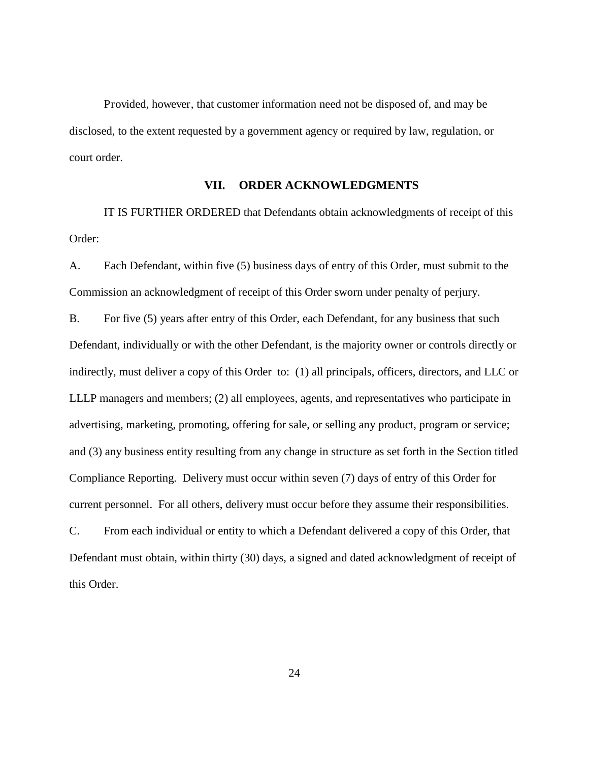Provided, however, that customer information need not be disposed of, and may be disclosed, to the extent requested by a government agency or required by law, regulation, or court order.

## VII. ORDER ACKNOWLEDGMENTS

IT IS FURTHER ORDERED that Defendants obtain acknowledgments of receipt of this Order:

A. Each Defendant, within five (5) business days of entry of this Order, must submit to the Commission an acknowledgment of receipt of this Order sworn under penalty of perjury.

B. For five (5) years after entry of this Order, each Defendant, for any business that such Defendant, individually or with the other Defendant, is the majority owner or controls directly or indirectly, must deliver a copy of this Order to: (1) all principals, officers, directors, and LLC or LLLP managers and members; (2) all employees, agents, and representatives who participate in advertising, marketing, promoting, offering for sale, or selling any product, program or service; and (3) any business entity resulting from any change in structure as set forth in the Section titled Compliance Reporting. Delivery must occur within seven (7) days of entry of this Order for current personnel. For all others, delivery must occur before they assume their responsibilities.

C. From each individual or entity to which a Defendant delivered a copy of this Order, that Defendant must obtain, within thirty (30) days, a signed and dated acknowledgment of receipt of this Order.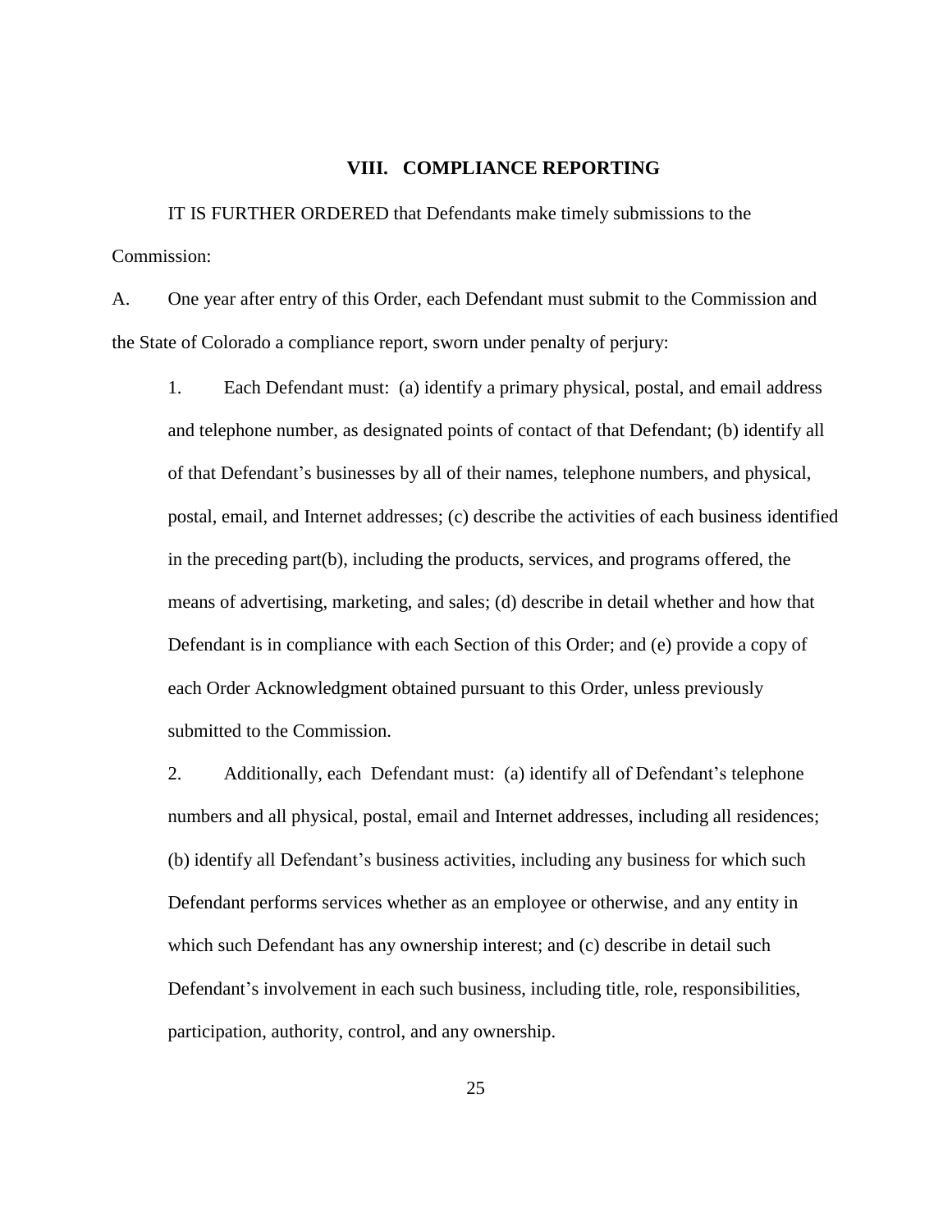## VIII. COMPLIANCE REPORTING

IT IS FURTHER ORDERED that Defendants make timely submissions to the Commission:

A. One year after entry of this Order, each Defendant must submit to the Commission and the State of Colorado a compliance report, sworn under penalty of perjury:

1. Each Defendant must: (a) identify a primary physical, postal, and email address and telephone number, as designated points of contact of that Defendant; (b) identify all of that Defendant's businesses by all of their names, telephone numbers, and physical, postal, email, and Internet addresses; (c) describe the activities of each business identified in the preceding part(b), including the products, services, and programs offered, the means of advertising, marketing, and sales; (d) describe in detail whether and how that Defendant is in compliance with each Section of this Order; and (e) provide a copy of each Order Acknowledgment obtained pursuant to this Order, unless previously submitted to the Commission.

2. Additionally, each Defendant must: (a) identify all of Defendant's telephone numbers and all physical, postal, email and Internet addresses, including all residences; (b) identify all Defendant's business activities, including any business for which such Defendant performs services whether as an employee or otherwise, and any entity in which such Defendant has any ownership interest; and (c) describe in detail such Defendant's involvement in each such business, including title, role, responsibilities, participation, authority, control, and any ownership.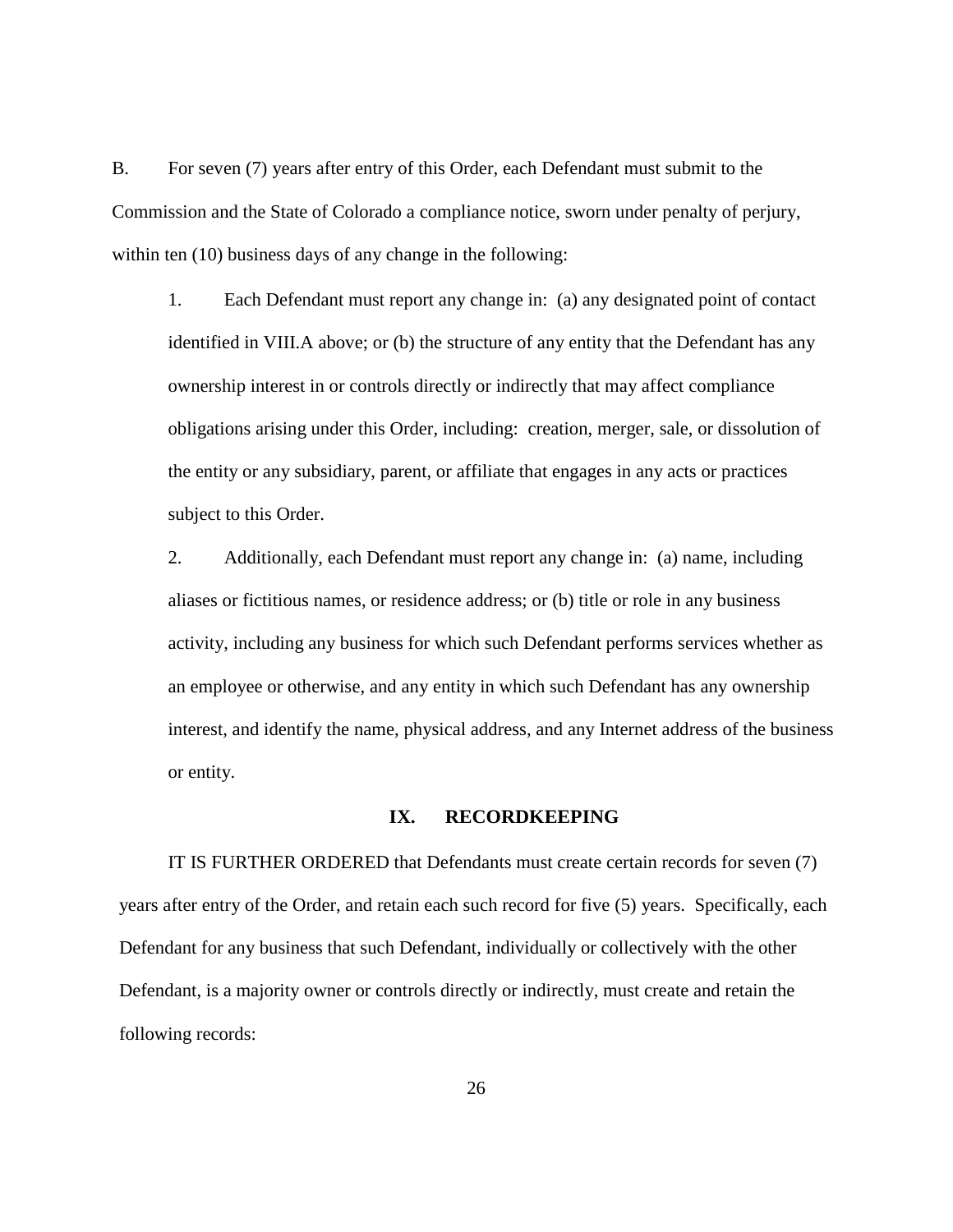B. For seven (7) years after entry of this Order, each Defendant must submit to the Commission and the State of Colorado a compliance notice, sworn under penalty of perjury, within ten (10) business days of any change in the following:

1. Each Defendant must report any change in: (a) any designated point of contact identified in VIII.A above; or (b) the structure of any entity that the Defendant has any ownership interest in or controls directly or indirectly that may affect compliance obligations arising under this Order, including: creation, merger, sale, or dissolution of the entity or any subsidiary, parent, or affiliate that engages in any acts or practices subject to this Order.

2. Additionally, each Defendant must report any change in: (a) name, including aliases or fictitious names, or residence address; or (b) title or role in any business activity, including any business for which such Defendant performs services whether as an employee or otherwise, and any entity in which such Defendant has any ownership interest, and identify the name, physical address, and any Internet address of the business or entity.

## IX. RECORDKEEPING

IT IS FURTHER ORDERED that Defendants must create certain records for seven (7) years after entry of the Order, and retain each such record for five (5) years. Specifically, each Defendant for any business that such Defendant, individually or collectively with the other Defendant, is a majority owner or controls directly or indirectly, must create and retain the following records: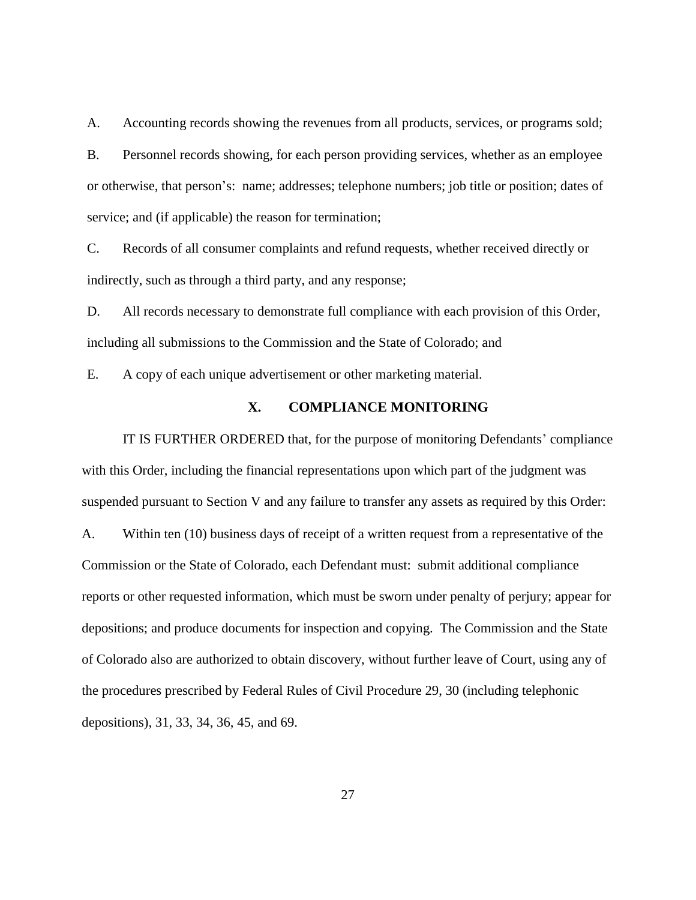A. Accounting records showing the revenues from all products, services, or programs sold;

B. Personnel records showing, for each person providing services, whether as an employee or otherwise, that person's: name; addresses; telephone numbers; job title or position; dates of service; and (if applicable) the reason for termination;

C. Records of all consumer complaints and refund requests, whether received directly or indirectly, such as through a third party, and any response;

D. All records necessary to demonstrate full compliance with each provision of this Order, including all submissions to the Commission and the State of Colorado; and

E. A copy of each unique advertisement or other marketing material.

## X. COMPLIANCE MONITORING

IT IS FURTHER ORDERED that, for the purpose of monitoring Defendants' compliance with this Order, including the financial representations upon which part of the judgment was suspended pursuant to Section V and any failure to transfer any assets as required by this Order:

A. Within ten (10) business days of receipt of a written request from a representative of the Commission or the State of Colorado, each Defendant must: submit additional compliance reports or other requested information, which must be sworn under penalty of perjury; appear for depositions; and produce documents for inspection and copying. The Commission and the State of Colorado also are authorized to obtain discovery, without further leave of Court, using any of the procedures prescribed by Federal Rules of Civil Procedure 29, 30 (including telephonic depositions), 31, 33, 34, 36, 45, and 69.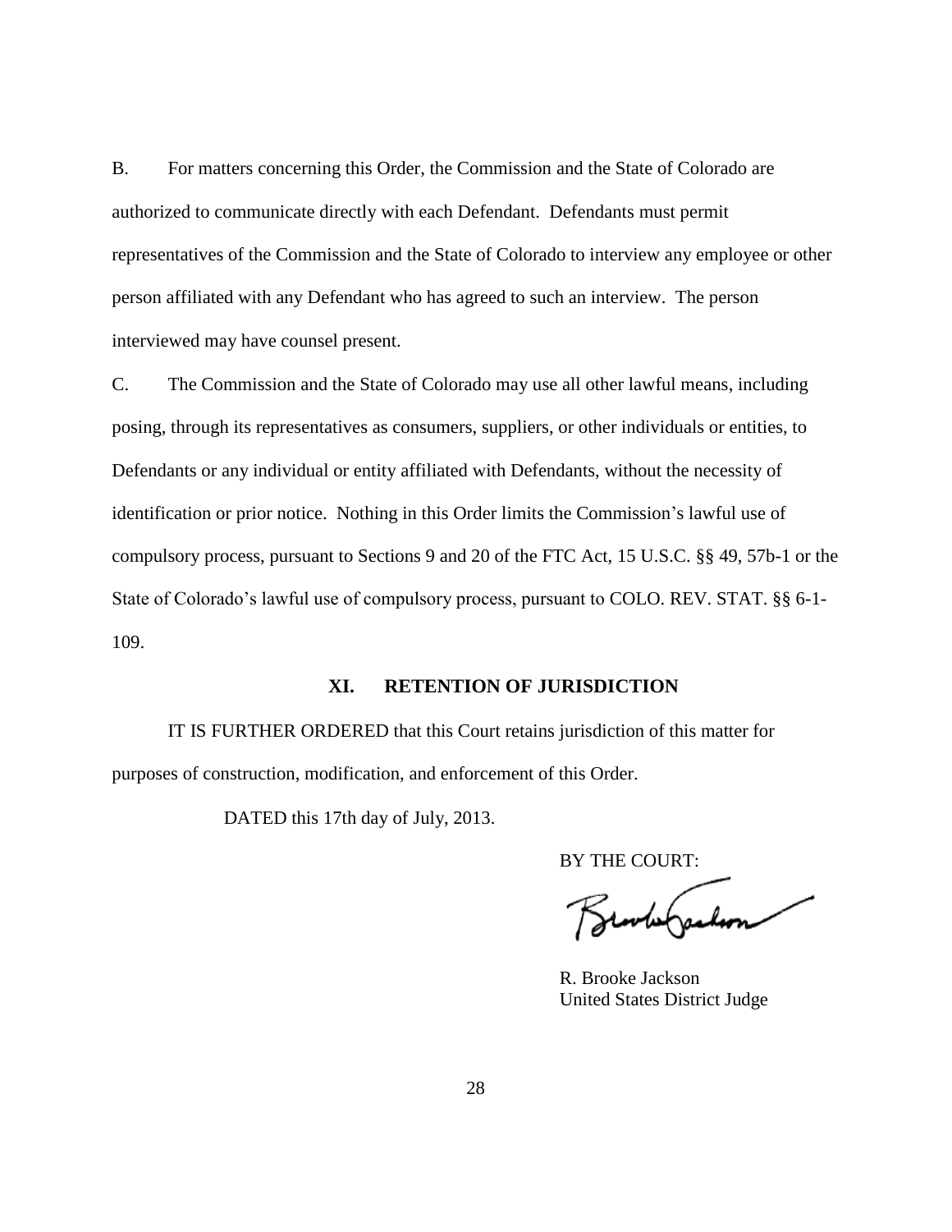B. For matters concerning this Order, the Commission and the State of Colorado are authorized to communicate directly with each Defendant. Defendants must permit representatives of the Commission and the State of Colorado to interview any employee or other person affiliated with any Defendant who has agreed to such an interview. The person interviewed may have counsel present.

C. The Commission and the State of Colorado may use all other lawful means, including posing, through its representatives as consumers, suppliers, or other individuals or entities, to Defendants or any individual or entity affiliated with Defendants, without the necessity of identification or prior notice. Nothing in this Order limits the Commission's lawful use of compulsory process, pursuant to Sections 9 and 20 of the FTC Act, 15 U.S.C. §§ 49, 57b-1 or the State of Colorado's lawful use of compulsory process, pursuant to COLO. REV. STAT. §§ 6-1-109.

## XI. RETENTION OF JURISDICTION

IT IS FURTHER ORDERED that this Court retains jurisdiction of this matter for purposes of construction, modification, and enforcement of this Order.

DATED this 17th day of July, 2013.

BY THE COURT:

R. Brooke Jackson
United States District Judge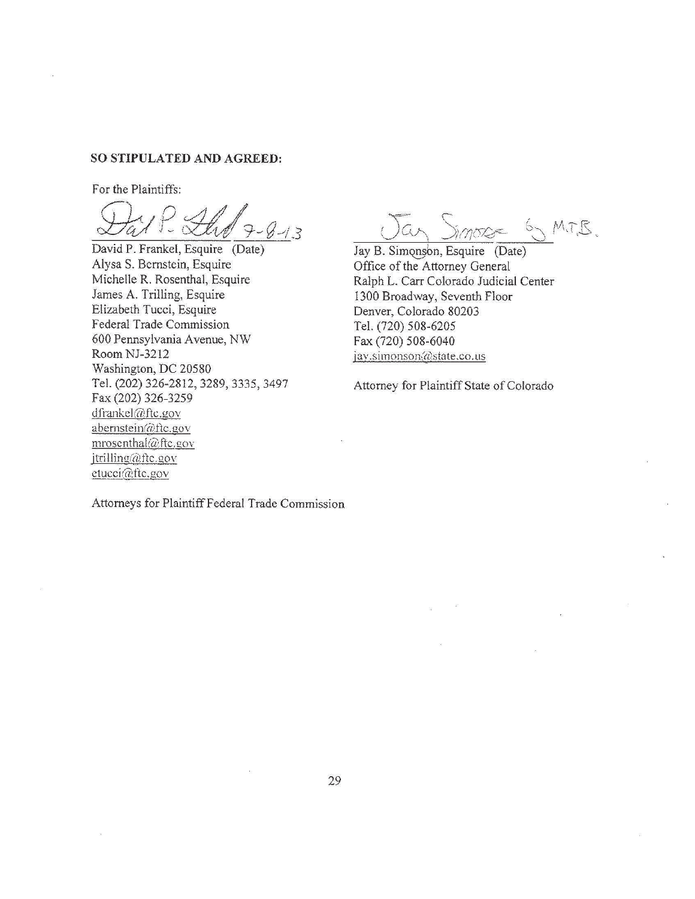**SO STIPULATED AND AGREED:**

For the Plaintiffs:

David P. Frankel 7-8-13

David P. Frankel, Esquire (Date)
Alysa S. Bernstein, Esquire
Michelle R. Rosenthal, Esquire
James A. Trilling, Esquire
Elizabeth Tucci, Esquire
Federal Trade Commission
600 Pennsylvania Avenue, NW
Room NJ-3212
Washington, DC 20580
Tel. (202) 326-2812, 3289, 3335, 3497
Fax (202) 326-3259
dfrankel@ftc.gov
abernstein@ftc.gov
mrosenthal@ftc.gov
jtrilling@ftc.gov
etucci@ftc.gov

Attorneys for Plaintiff Federal Trade Commission

Jay Simonson by M.T.B.

Jay B. Simonson, Esquire (Date)
Office of the Attorney General
Ralph L. Carr Colorado Judicial Center
1300 Broadway, Seventh Floor
Denver, Colorado 80203
Tel. (720) 508-6205
Fax (720) 508-6040
jay.simonson@state.co.us

Attorney for Plaintiff State of Colorado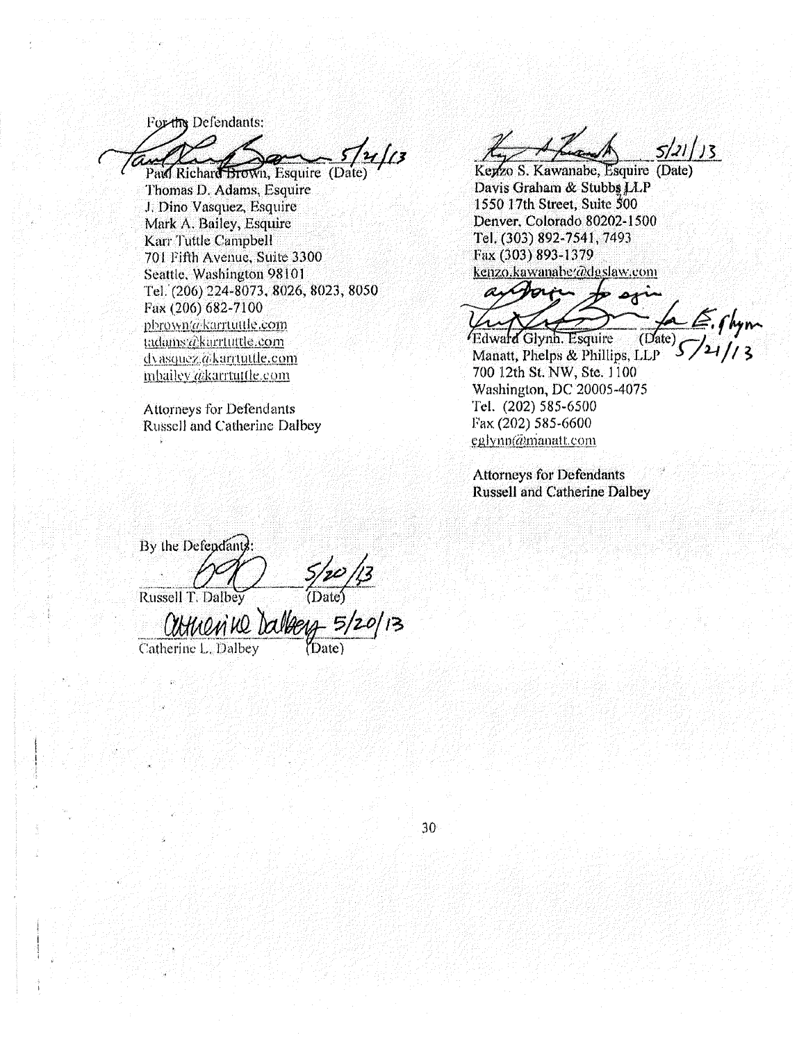For the Defendants:

5/21/13

Paul Richard Brown, Esquire (Date)
Thomas D. Adams, Esquire
J. Dino Vasquez, Esquire
Mark A. Bailey, Esquire
Karr Tuttle Campbell
701 Fifth Avenue, Suite 3300
Seattle, Washington 98101
Tel. (206) 224-8073, 8026, 8023, 8050
Fax (206) 682-7100
pbrown@karrtuttle.com
tadams@karrtuttle.com
dvasquez@karrtuttle.com
mbailey@karrtuttle.com

Attorneys for Defendants
Russell and Catherine Dalbey

5/21/13

Kenzo S. Kawanabe, Esquire (Date)
Davis Graham & Stubbs LLP
1550 17th Street, Suite 500
Denver, Colorado 80202-1500
Tel. (303) 892-7541, 7493
Fax (303) 893-1379
kenzo.kawanabe@dgslaw.com

authorized to sign for E. Glynn 5/21/13

Edward Glynn, Esquire (Date)
Manatt, Phelps & Phillips, LLP
700 12th St. NW, Ste. 1100
Washington, DC 20005-4075
Tel. (202) 585-6500
Fax (202) 585-6600
eglynn@manatt.com

Attorneys for Defendants
Russell and Catherine Dalbey

By the Defendants:

5/20/13

Russell T. Dalbey (Date)

Catherine Dalbey 5/20/13

Catherine L. Dalbey (Date)